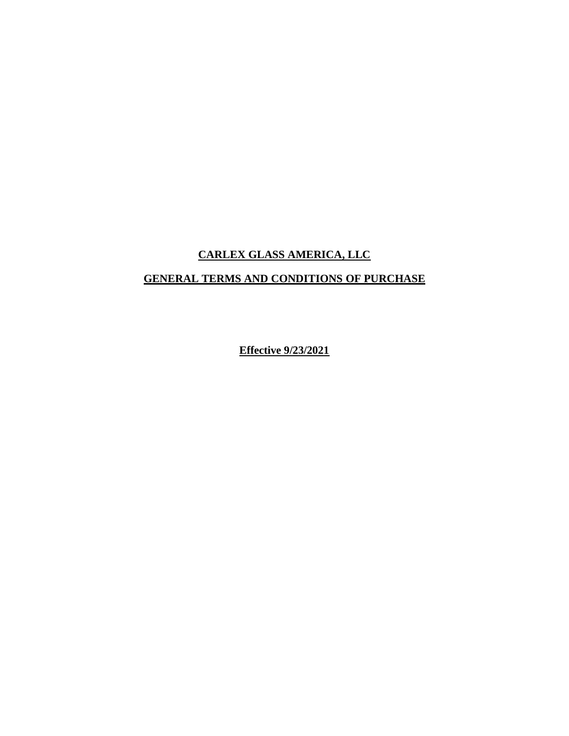# CARLEX GLASS AMERICA, LLC

## GENERAL TERMS AND CONDITIONS OF PURCHASE

**Effective 9/23/2021**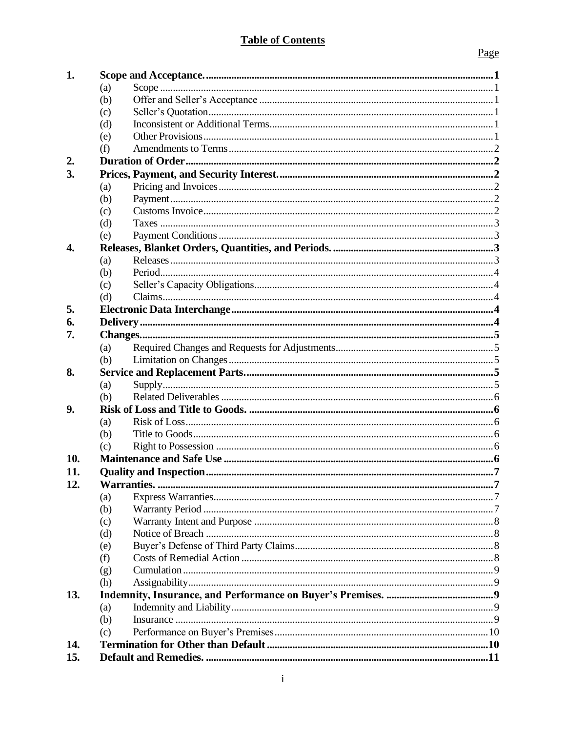## Table of Contents

| | | Page |
|---|---|---|
| **1.** | **Scope and Acceptance.** | **1** |
| | (a) Scope | 1 |
| | (b) Offer and Seller's Acceptance | 1 |
| | (c) Seller's Quotation | 1 |
| | (d) Inconsistent or Additional Terms | 1 |
| | (e) Other Provisions | 1 |
| | (f) Amendments to Terms | 2 |
| **2.** | **Duration of Order** | **2** |
| **3.** | **Prices, Payment, and Security Interest.** | **2** |
| | (a) Pricing and Invoices | 2 |
| | (b) Payment | 2 |
| | (c) Customs Invoice | 2 |
| | (d) Taxes | 3 |
| | (e) Payment Conditions | 3 |
| **4.** | **Releases, Blanket Orders, Quantities, and Periods.** | **3** |
| | (a) Releases | 3 |
| | (b) Period | 4 |
| | (c) Seller's Capacity Obligations | 4 |
| | (d) Claims | 4 |
| **5.** | **Electronic Data Interchange** | **4** |
| **6.** | **Delivery** | **4** |
| **7.** | **Changes.** | **5** |
| | (a) Required Changes and Requests for Adjustments | 5 |
| | (b) Limitation on Changes | 5 |
| **8.** | **Service and Replacement Parts.** | **5** |
| | (a) Supply | 5 |
| | (b) Related Deliverables | 6 |
| **9.** | **Risk of Loss and Title to Goods.** | **6** |
| | (a) Risk of Loss | 6 |
| | (b) Title to Goods | 6 |
| | (c) Right to Possession | 6 |
| **10.** | **Maintenance and Safe Use** | **6** |
| **11.** | **Quality and Inspection** | **7** |
| **12.** | **Warranties.** | **7** |
| | (a) Express Warranties | 7 |
| | (b) Warranty Period | 7 |
| | (c) Warranty Intent and Purpose | 8 |
| | (d) Notice of Breach | 8 |
| | (e) Buyer's Defense of Third Party Claims | 8 |
| | (f) Costs of Remedial Action | 8 |
| | (g) Cumulation | 9 |
| | (h) Assignability | 9 |
| **13.** | **Indemnity, Insurance, and Performance on Buyer's Premises.** | **9** |
| | (a) Indemnity and Liability | 9 |
| | (b) Insurance | 9 |
| | (c) Performance on Buyer's Premises | 10 |
| **14.** | **Termination for Other than Default** | **10** |
| **15.** | **Default and Remedies.** | **11** |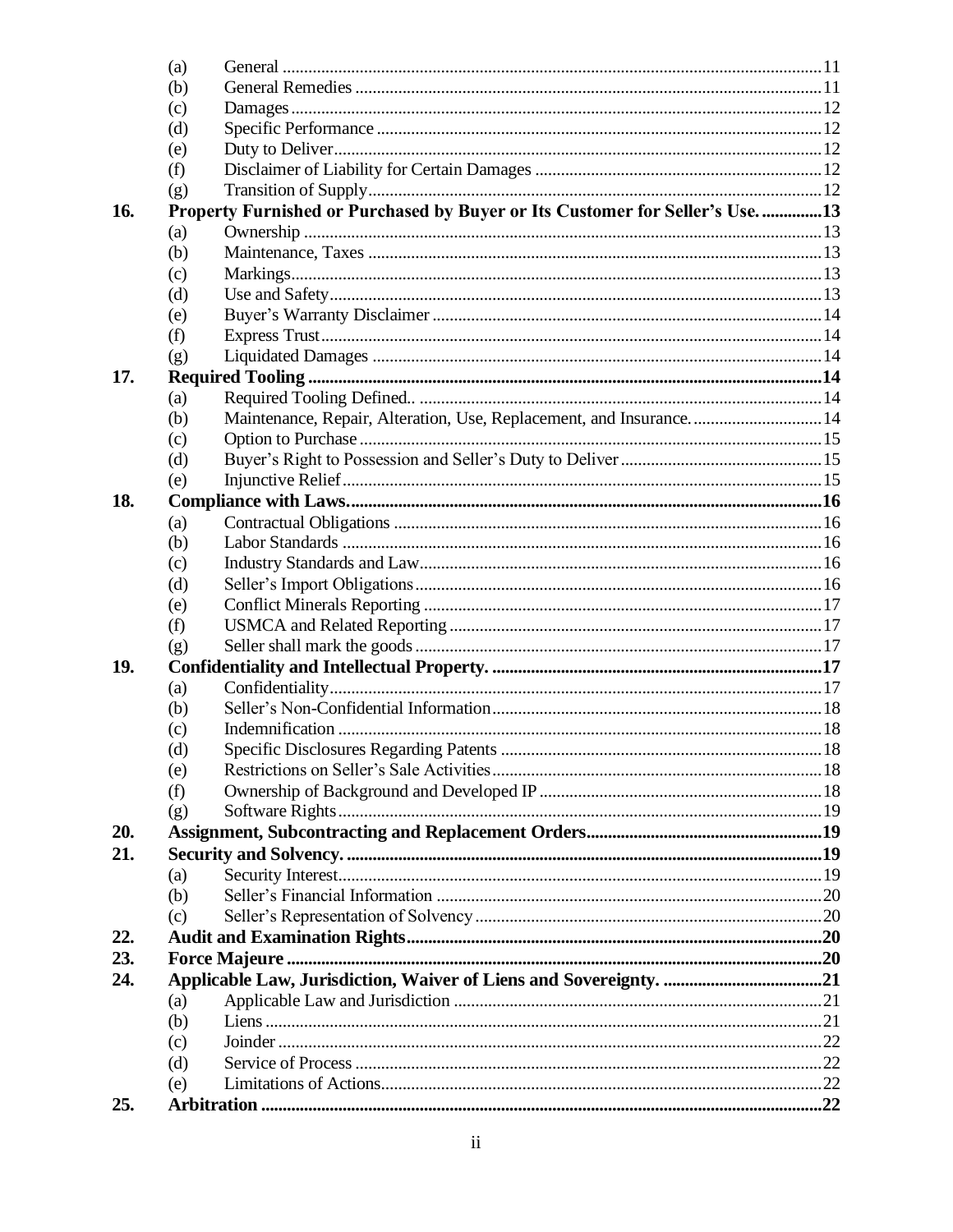| | | | |
|---|---|---|---|
| | (a) | General | 11 |
| | (b) | General Remedies | 11 |
| | (c) | Damages | 12 |
| | (d) | Specific Performance | 12 |
| | (e) | Duty to Deliver | 12 |
| | (f) | Disclaimer of Liability for Certain Damages | 12 |
| | (g) | Transition of Supply | 12 |
| **16.** | **Property Furnished or Purchased by Buyer or Its Customer for Seller's Use.** | | **13** |
| | (a) | Ownership | 13 |
| | (b) | Maintenance, Taxes | 13 |
| | (c) | Markings | 13 |
| | (d) | Use and Safety | 13 |
| | (e) | Buyer's Warranty Disclaimer | 14 |
| | (f) | Express Trust | 14 |
| | (g) | Liquidated Damages | 14 |
| **17.** | **Required Tooling** | | **14** |
| | (a) | Required Tooling Defined.. | 14 |
| | (b) | Maintenance, Repair, Alteration, Use, Replacement, and Insurance. | 14 |
| | (c) | Option to Purchase | 15 |
| | (d) | Buyer's Right to Possession and Seller's Duty to Deliver | 15 |
| | (e) | Injunctive Relief | 15 |
| **18.** | **Compliance with Laws.** | | **16** |
| | (a) | Contractual Obligations | 16 |
| | (b) | Labor Standards | 16 |
| | (c) | Industry Standards and Law | 16 |
| | (d) | Seller's Import Obligations | 16 |
| | (e) | Conflict Minerals Reporting | 17 |
| | (f) | USMCA and Related Reporting | 17 |
| | (g) | Seller shall mark the goods | 17 |
| **19.** | **Confidentiality and Intellectual Property.** | | **17** |
| | (a) | Confidentiality | 17 |
| | (b) | Seller's Non-Confidential Information | 18 |
| | (c) | Indemnification | 18 |
| | (d) | Specific Disclosures Regarding Patents | 18 |
| | (e) | Restrictions on Seller's Sale Activities | 18 |
| | (f) | Ownership of Background and Developed IP | 18 |
| | (g) | Software Rights | 19 |
| **20.** | **Assignment, Subcontracting and Replacement Orders** | | **19** |
| **21.** | **Security and Solvency.** | | **19** |
| | (a) | Security Interest | 19 |
| | (b) | Seller's Financial Information | 20 |
| | (c) | Seller's Representation of Solvency | 20 |
| **22.** | **Audit and Examination Rights** | | **20** |
| **23.** | **Force Majeure** | | **20** |
| **24.** | **Applicable Law, Jurisdiction, Waiver of Liens and Sovereignty.** | | **21** |
| | (a) | Applicable Law and Jurisdiction | 21 |
| | (b) | Liens | 21 |
| | (c) | Joinder | 22 |
| | (d) | Service of Process | 22 |
| | (e) | Limitations of Actions | 22 |
| **25.** | **Arbitration** | | **22** |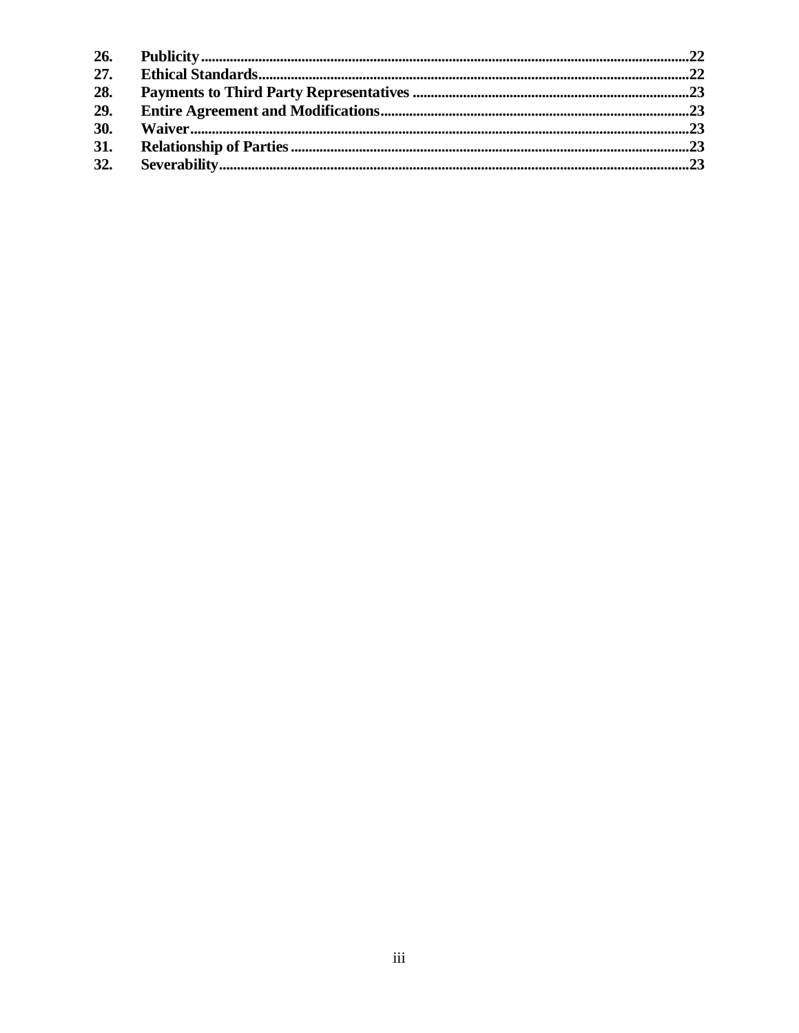| | | |
|---|---|---|
| **26.** | **Publicity** | **22** |
| **27.** | **Ethical Standards** | **22** |
| **28.** | **Payments to Third Party Representatives** | **23** |
| **29.** | **Entire Agreement and Modifications** | **23** |
| **30.** | **Waiver** | **23** |
| **31.** | **Relationship of Parties** | **23** |
| **32.** | **Severability** | **23** |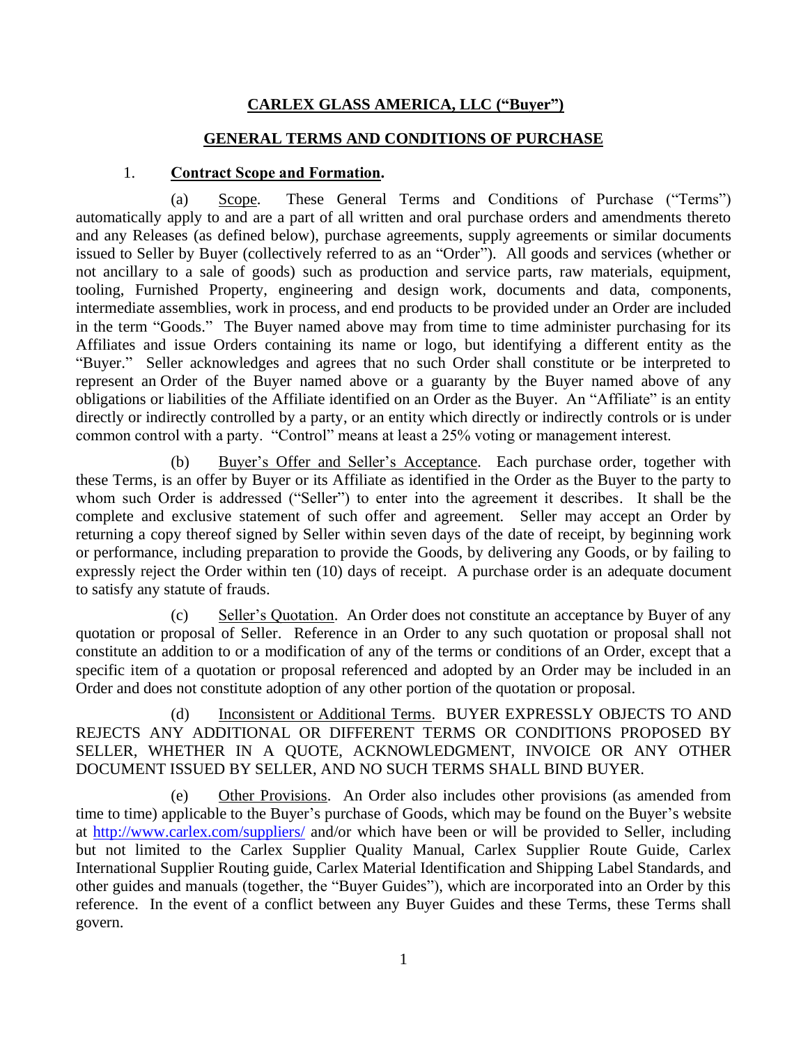# CARLEX GLASS AMERICA, LLC ("Buyer")

## GENERAL TERMS AND CONDITIONS OF PURCHASE

1. **Contract Scope and Formation.**

(a) Scope. These General Terms and Conditions of Purchase ("Terms") automatically apply to and are a part of all written and oral purchase orders and amendments thereto and any Releases (as defined below), purchase agreements, supply agreements or similar documents issued to Seller by Buyer (collectively referred to as an "Order"). All goods and services (whether or not ancillary to a sale of goods) such as production and service parts, raw materials, equipment, tooling, Furnished Property, engineering and design work, documents and data, components, intermediate assemblies, work in process, and end products to be provided under an Order are included in the term "Goods." The Buyer named above may from time to time administer purchasing for its Affiliates and issue Orders containing its name or logo, but identifying a different entity as the "Buyer." Seller acknowledges and agrees that no such Order shall constitute or be interpreted to represent an Order of the Buyer named above or a guaranty by the Buyer named above of any obligations or liabilities of the Affiliate identified on an Order as the Buyer. An "Affiliate" is an entity directly or indirectly controlled by a party, or an entity which directly or indirectly controls or is under common control with a party. "Control" means at least a 25% voting or management interest.

(b) Buyer's Offer and Seller's Acceptance. Each purchase order, together with these Terms, is an offer by Buyer or its Affiliate as identified in the Order as the Buyer to the party to whom such Order is addressed ("Seller") to enter into the agreement it describes. It shall be the complete and exclusive statement of such offer and agreement. Seller may accept an Order by returning a copy thereof signed by Seller within seven days of the date of receipt, by beginning work or performance, including preparation to provide the Goods, by delivering any Goods, or by failing to expressly reject the Order within ten (10) days of receipt. A purchase order is an adequate document to satisfy any statute of frauds.

(c) Seller's Quotation. An Order does not constitute an acceptance by Buyer of any quotation or proposal of Seller. Reference in an Order to any such quotation or proposal shall not constitute an addition to or a modification of any of the terms or conditions of an Order, except that a specific item of a quotation or proposal referenced and adopted by an Order may be included in an Order and does not constitute adoption of any other portion of the quotation or proposal.

(d) Inconsistent or Additional Terms. BUYER EXPRESSLY OBJECTS TO AND REJECTS ANY ADDITIONAL OR DIFFERENT TERMS OR CONDITIONS PROPOSED BY SELLER, WHETHER IN A QUOTE, ACKNOWLEDGMENT, INVOICE OR ANY OTHER DOCUMENT ISSUED BY SELLER, AND NO SUCH TERMS SHALL BIND BUYER.

(e) Other Provisions. An Order also includes other provisions (as amended from time to time) applicable to the Buyer's purchase of Goods, which may be found on the Buyer's website at http://www.carlex.com/suppliers/ and/or which have been or will be provided to Seller, including but not limited to the Carlex Supplier Quality Manual, Carlex Supplier Route Guide, Carlex International Supplier Routing guide, Carlex Material Identification and Shipping Label Standards, and other guides and manuals (together, the "Buyer Guides"), which are incorporated into an Order by this reference. In the event of a conflict between any Buyer Guides and these Terms, these Terms shall govern.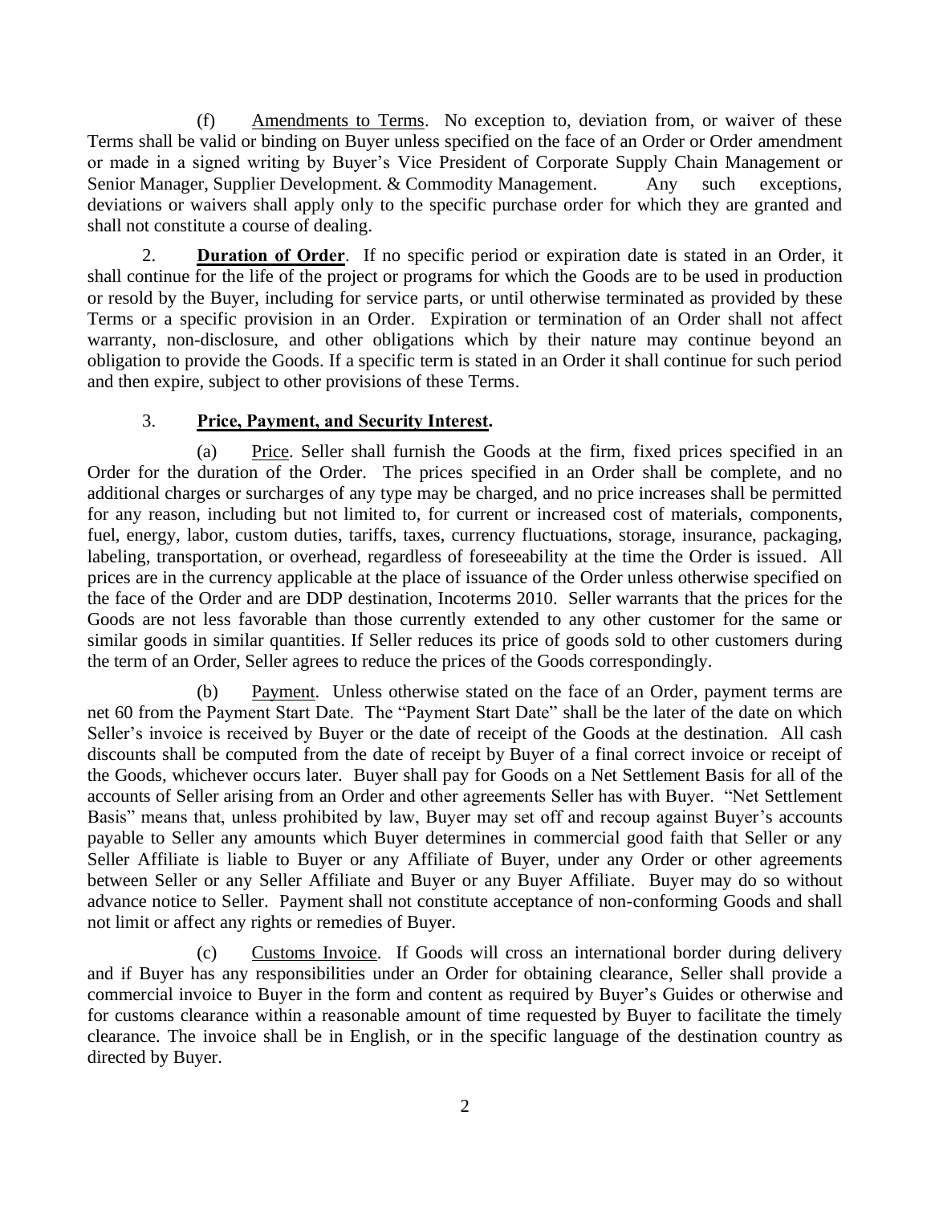(f) Amendments to Terms. No exception to, deviation from, or waiver of these Terms shall be valid or binding on Buyer unless specified on the face of an Order or Order amendment or made in a signed writing by Buyer's Vice President of Corporate Supply Chain Management or Senior Manager, Supplier Development. & Commodity Management. Any such exceptions, deviations or waivers shall apply only to the specific purchase order for which they are granted and shall not constitute a course of dealing.

2. **Duration of Order**. If no specific period or expiration date is stated in an Order, it shall continue for the life of the project or programs for which the Goods are to be used in production or resold by the Buyer, including for service parts, or until otherwise terminated as provided by these Terms or a specific provision in an Order. Expiration or termination of an Order shall not affect warranty, non-disclosure, and other obligations which by their nature may continue beyond an obligation to provide the Goods. If a specific term is stated in an Order it shall continue for such period and then expire, subject to other provisions of these Terms.

3. **Price, Payment, and Security Interest.**

(a) Price. Seller shall furnish the Goods at the firm, fixed prices specified in an Order for the duration of the Order. The prices specified in an Order shall be complete, and no additional charges or surcharges of any type may be charged, and no price increases shall be permitted for any reason, including but not limited to, for current or increased cost of materials, components, fuel, energy, labor, custom duties, tariffs, taxes, currency fluctuations, storage, insurance, packaging, labeling, transportation, or overhead, regardless of foreseeability at the time the Order is issued. All prices are in the currency applicable at the place of issuance of the Order unless otherwise specified on the face of the Order and are DDP destination, Incoterms 2010. Seller warrants that the prices for the Goods are not less favorable than those currently extended to any other customer for the same or similar goods in similar quantities. If Seller reduces its price of goods sold to other customers during the term of an Order, Seller agrees to reduce the prices of the Goods correspondingly.

(b) Payment. Unless otherwise stated on the face of an Order, payment terms are net 60 from the Payment Start Date. The "Payment Start Date" shall be the later of the date on which Seller's invoice is received by Buyer or the date of receipt of the Goods at the destination. All cash discounts shall be computed from the date of receipt by Buyer of a final correct invoice or receipt of the Goods, whichever occurs later. Buyer shall pay for Goods on a Net Settlement Basis for all of the accounts of Seller arising from an Order and other agreements Seller has with Buyer. "Net Settlement Basis" means that, unless prohibited by law, Buyer may set off and recoup against Buyer's accounts payable to Seller any amounts which Buyer determines in commercial good faith that Seller or any Seller Affiliate is liable to Buyer or any Affiliate of Buyer, under any Order or other agreements between Seller or any Seller Affiliate and Buyer or any Buyer Affiliate. Buyer may do so without advance notice to Seller. Payment shall not constitute acceptance of non-conforming Goods and shall not limit or affect any rights or remedies of Buyer.

(c) Customs Invoice. If Goods will cross an international border during delivery and if Buyer has any responsibilities under an Order for obtaining clearance, Seller shall provide a commercial invoice to Buyer in the form and content as required by Buyer's Guides or otherwise and for customs clearance within a reasonable amount of time requested by Buyer to facilitate the timely clearance. The invoice shall be in English, or in the specific language of the destination country as directed by Buyer.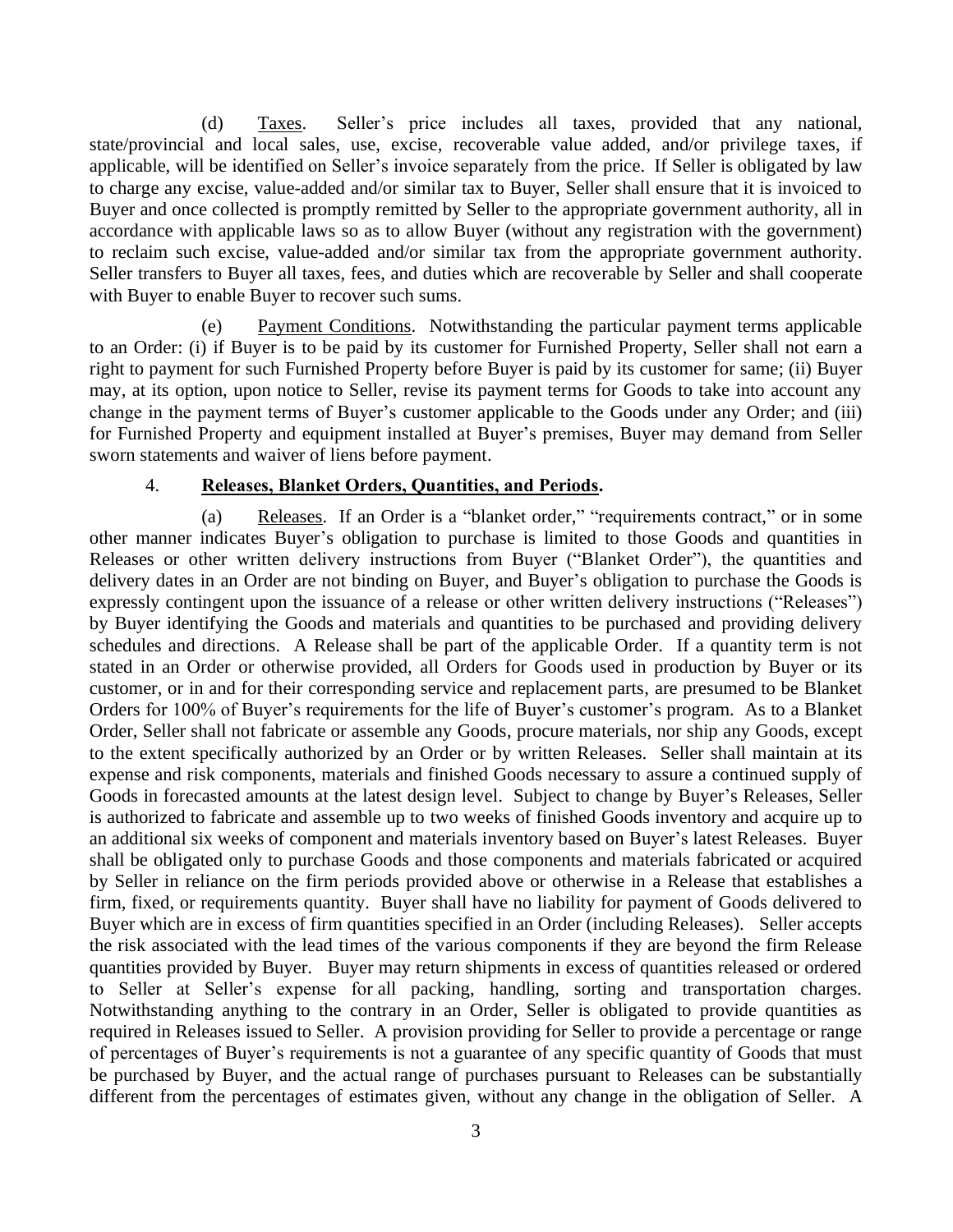(d) Taxes. Seller's price includes all taxes, provided that any national, state/provincial and local sales, use, excise, recoverable value added, and/or privilege taxes, if applicable, will be identified on Seller's invoice separately from the price. If Seller is obligated by law to charge any excise, value-added and/or similar tax to Buyer, Seller shall ensure that it is invoiced to Buyer and once collected is promptly remitted by Seller to the appropriate government authority, all in accordance with applicable laws so as to allow Buyer (without any registration with the government) to reclaim such excise, value-added and/or similar tax from the appropriate government authority. Seller transfers to Buyer all taxes, fees, and duties which are recoverable by Seller and shall cooperate with Buyer to enable Buyer to recover such sums.

(e) Payment Conditions. Notwithstanding the particular payment terms applicable to an Order: (i) if Buyer is to be paid by its customer for Furnished Property, Seller shall not earn a right to payment for such Furnished Property before Buyer is paid by its customer for same; (ii) Buyer may, at its option, upon notice to Seller, revise its payment terms for Goods to take into account any change in the payment terms of Buyer's customer applicable to the Goods under any Order; and (iii) for Furnished Property and equipment installed at Buyer's premises, Buyer may demand from Seller sworn statements and waiver of liens before payment.

4. **Releases, Blanket Orders, Quantities, and Periods.**

(a) Releases. If an Order is a "blanket order," "requirements contract," or in some other manner indicates Buyer's obligation to purchase is limited to those Goods and quantities in Releases or other written delivery instructions from Buyer ("Blanket Order"), the quantities and delivery dates in an Order are not binding on Buyer, and Buyer's obligation to purchase the Goods is expressly contingent upon the issuance of a release or other written delivery instructions ("Releases") by Buyer identifying the Goods and materials and quantities to be purchased and providing delivery schedules and directions. A Release shall be part of the applicable Order. If a quantity term is not stated in an Order or otherwise provided, all Orders for Goods used in production by Buyer or its customer, or in and for their corresponding service and replacement parts, are presumed to be Blanket Orders for 100% of Buyer's requirements for the life of Buyer's customer's program. As to a Blanket Order, Seller shall not fabricate or assemble any Goods, procure materials, nor ship any Goods, except to the extent specifically authorized by an Order or by written Releases. Seller shall maintain at its expense and risk components, materials and finished Goods necessary to assure a continued supply of Goods in forecasted amounts at the latest design level. Subject to change by Buyer's Releases, Seller is authorized to fabricate and assemble up to two weeks of finished Goods inventory and acquire up to an additional six weeks of component and materials inventory based on Buyer's latest Releases. Buyer shall be obligated only to purchase Goods and those components and materials fabricated or acquired by Seller in reliance on the firm periods provided above or otherwise in a Release that establishes a firm, fixed, or requirements quantity. Buyer shall have no liability for payment of Goods delivered to Buyer which are in excess of firm quantities specified in an Order (including Releases). Seller accepts the risk associated with the lead times of the various components if they are beyond the firm Release quantities provided by Buyer. Buyer may return shipments in excess of quantities released or ordered to Seller at Seller's expense for all packing, handling, sorting and transportation charges. Notwithstanding anything to the contrary in an Order, Seller is obligated to provide quantities as required in Releases issued to Seller. A provision providing for Seller to provide a percentage or range of percentages of Buyer's requirements is not a guarantee of any specific quantity of Goods that must be purchased by Buyer, and the actual range of purchases pursuant to Releases can be substantially different from the percentages of estimates given, without any change in the obligation of Seller. A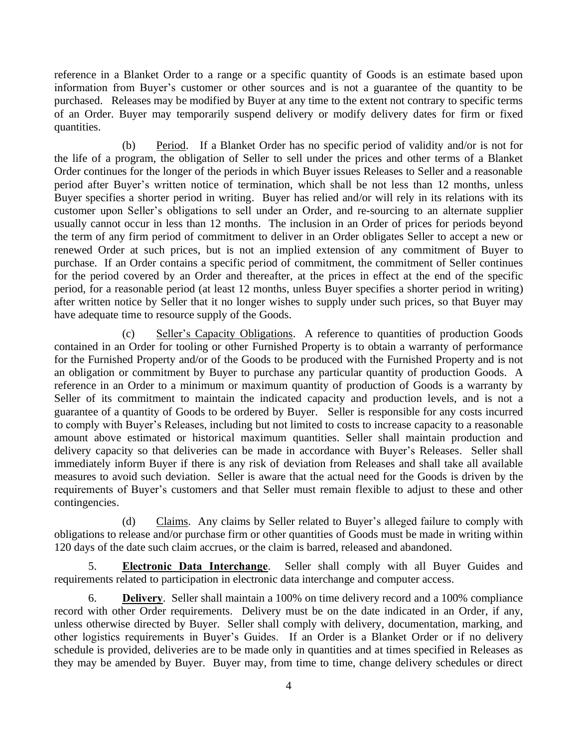reference in a Blanket Order to a range or a specific quantity of Goods is an estimate based upon information from Buyer's customer or other sources and is not a guarantee of the quantity to be purchased. Releases may be modified by Buyer at any time to the extent not contrary to specific terms of an Order. Buyer may temporarily suspend delivery or modify delivery dates for firm or fixed quantities.

(b) Period. If a Blanket Order has no specific period of validity and/or is not for the life of a program, the obligation of Seller to sell under the prices and other terms of a Blanket Order continues for the longer of the periods in which Buyer issues Releases to Seller and a reasonable period after Buyer's written notice of termination, which shall be not less than 12 months, unless Buyer specifies a shorter period in writing. Buyer has relied and/or will rely in its relations with its customer upon Seller's obligations to sell under an Order, and re-sourcing to an alternate supplier usually cannot occur in less than 12 months. The inclusion in an Order of prices for periods beyond the term of any firm period of commitment to deliver in an Order obligates Seller to accept a new or renewed Order at such prices, but is not an implied extension of any commitment of Buyer to purchase. If an Order contains a specific period of commitment, the commitment of Seller continues for the period covered by an Order and thereafter, at the prices in effect at the end of the specific period, for a reasonable period (at least 12 months, unless Buyer specifies a shorter period in writing) after written notice by Seller that it no longer wishes to supply under such prices, so that Buyer may have adequate time to resource supply of the Goods.

(c) Seller's Capacity Obligations. A reference to quantities of production Goods contained in an Order for tooling or other Furnished Property is to obtain a warranty of performance for the Furnished Property and/or of the Goods to be produced with the Furnished Property and is not an obligation or commitment by Buyer to purchase any particular quantity of production Goods. A reference in an Order to a minimum or maximum quantity of production of Goods is a warranty by Seller of its commitment to maintain the indicated capacity and production levels, and is not a guarantee of a quantity of Goods to be ordered by Buyer. Seller is responsible for any costs incurred to comply with Buyer's Releases, including but not limited to costs to increase capacity to a reasonable amount above estimated or historical maximum quantities. Seller shall maintain production and delivery capacity so that deliveries can be made in accordance with Buyer's Releases. Seller shall immediately inform Buyer if there is any risk of deviation from Releases and shall take all available measures to avoid such deviation. Seller is aware that the actual need for the Goods is driven by the requirements of Buyer's customers and that Seller must remain flexible to adjust to these and other contingencies.

(d) Claims. Any claims by Seller related to Buyer's alleged failure to comply with obligations to release and/or purchase firm or other quantities of Goods must be made in writing within 120 days of the date such claim accrues, or the claim is barred, released and abandoned.

5. **Electronic Data Interchange**. Seller shall comply with all Buyer Guides and requirements related to participation in electronic data interchange and computer access.

6. **Delivery**. Seller shall maintain a 100% on time delivery record and a 100% compliance record with other Order requirements. Delivery must be on the date indicated in an Order, if any, unless otherwise directed by Buyer. Seller shall comply with delivery, documentation, marking, and other logistics requirements in Buyer's Guides. If an Order is a Blanket Order or if no delivery schedule is provided, deliveries are to be made only in quantities and at times specified in Releases as they may be amended by Buyer. Buyer may, from time to time, change delivery schedules or direct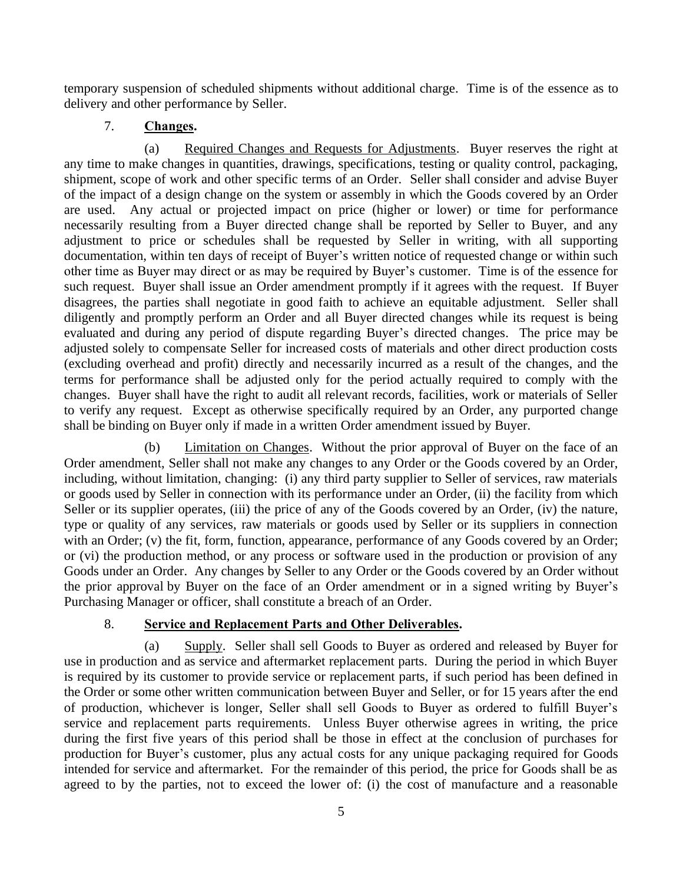temporary suspension of scheduled shipments without additional charge. Time is of the essence as to delivery and other performance by Seller.

7. **Changes.**

(a) Required Changes and Requests for Adjustments. Buyer reserves the right at any time to make changes in quantities, drawings, specifications, testing or quality control, packaging, shipment, scope of work and other specific terms of an Order. Seller shall consider and advise Buyer of the impact of a design change on the system or assembly in which the Goods covered by an Order are used. Any actual or projected impact on price (higher or lower) or time for performance necessarily resulting from a Buyer directed change shall be reported by Seller to Buyer, and any adjustment to price or schedules shall be requested by Seller in writing, with all supporting documentation, within ten days of receipt of Buyer's written notice of requested change or within such other time as Buyer may direct or as may be required by Buyer's customer. Time is of the essence for such request. Buyer shall issue an Order amendment promptly if it agrees with the request. If Buyer disagrees, the parties shall negotiate in good faith to achieve an equitable adjustment. Seller shall diligently and promptly perform an Order and all Buyer directed changes while its request is being evaluated and during any period of dispute regarding Buyer's directed changes. The price may be adjusted solely to compensate Seller for increased costs of materials and other direct production costs (excluding overhead and profit) directly and necessarily incurred as a result of the changes, and the terms for performance shall be adjusted only for the period actually required to comply with the changes. Buyer shall have the right to audit all relevant records, facilities, work or materials of Seller to verify any request. Except as otherwise specifically required by an Order, any purported change shall be binding on Buyer only if made in a written Order amendment issued by Buyer.

(b) Limitation on Changes. Without the prior approval of Buyer on the face of an Order amendment, Seller shall not make any changes to any Order or the Goods covered by an Order, including, without limitation, changing: (i) any third party supplier to Seller of services, raw materials or goods used by Seller in connection with its performance under an Order, (ii) the facility from which Seller or its supplier operates, (iii) the price of any of the Goods covered by an Order, (iv) the nature, type or quality of any services, raw materials or goods used by Seller or its suppliers in connection with an Order; (v) the fit, form, function, appearance, performance of any Goods covered by an Order; or (vi) the production method, or any process or software used in the production or provision of any Goods under an Order. Any changes by Seller to any Order or the Goods covered by an Order without the prior approval by Buyer on the face of an Order amendment or in a signed writing by Buyer's Purchasing Manager or officer, shall constitute a breach of an Order.

8. **Service and Replacement Parts and Other Deliverables.**

(a) Supply. Seller shall sell Goods to Buyer as ordered and released by Buyer for use in production and as service and aftermarket replacement parts. During the period in which Buyer is required by its customer to provide service or replacement parts, if such period has been defined in the Order or some other written communication between Buyer and Seller, or for 15 years after the end of production, whichever is longer, Seller shall sell Goods to Buyer as ordered to fulfill Buyer's service and replacement parts requirements. Unless Buyer otherwise agrees in writing, the price during the first five years of this period shall be those in effect at the conclusion of purchases for production for Buyer's customer, plus any actual costs for any unique packaging required for Goods intended for service and aftermarket. For the remainder of this period, the price for Goods shall be as agreed to by the parties, not to exceed the lower of: (i) the cost of manufacture and a reasonable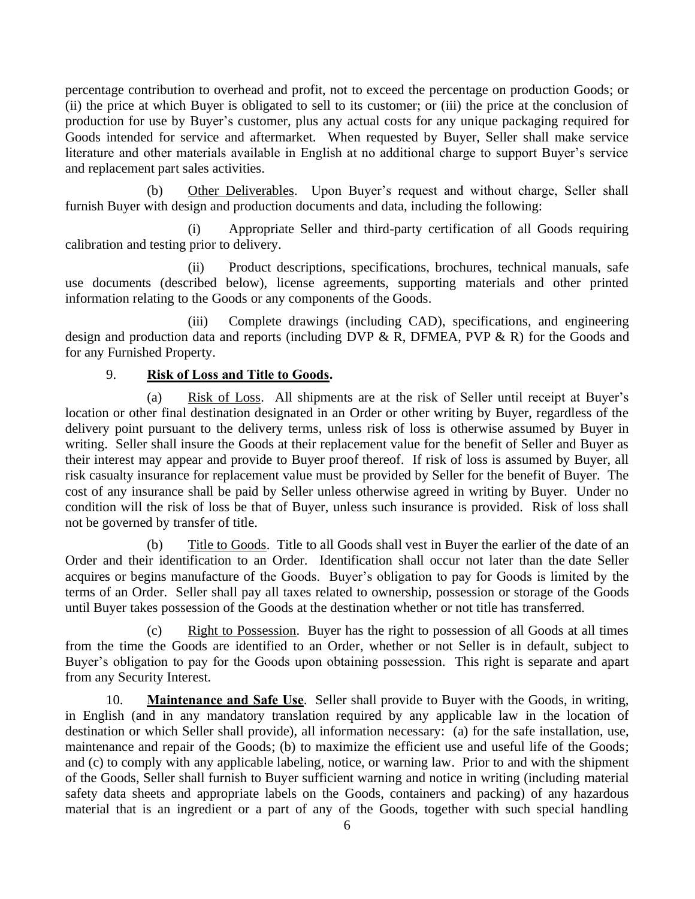percentage contribution to overhead and profit, not to exceed the percentage on production Goods; or (ii) the price at which Buyer is obligated to sell to its customer; or (iii) the price at the conclusion of production for use by Buyer's customer, plus any actual costs for any unique packaging required for Goods intended for service and aftermarket. When requested by Buyer, Seller shall make service literature and other materials available in English at no additional charge to support Buyer's service and replacement part sales activities.

(b) Other Deliverables. Upon Buyer's request and without charge, Seller shall furnish Buyer with design and production documents and data, including the following:

(i) Appropriate Seller and third-party certification of all Goods requiring calibration and testing prior to delivery.

(ii) Product descriptions, specifications, brochures, technical manuals, safe use documents (described below), license agreements, supporting materials and other printed information relating to the Goods or any components of the Goods.

(iii) Complete drawings (including CAD), specifications, and engineering design and production data and reports (including DVP & R, DFMEA, PVP & R) for the Goods and for any Furnished Property.

9. **Risk of Loss and Title to Goods.**

(a) Risk of Loss. All shipments are at the risk of Seller until receipt at Buyer's location or other final destination designated in an Order or other writing by Buyer, regardless of the delivery point pursuant to the delivery terms, unless risk of loss is otherwise assumed by Buyer in writing. Seller shall insure the Goods at their replacement value for the benefit of Seller and Buyer as their interest may appear and provide to Buyer proof thereof. If risk of loss is assumed by Buyer, all risk casualty insurance for replacement value must be provided by Seller for the benefit of Buyer. The cost of any insurance shall be paid by Seller unless otherwise agreed in writing by Buyer. Under no condition will the risk of loss be that of Buyer, unless such insurance is provided. Risk of loss shall not be governed by transfer of title.

(b) Title to Goods. Title to all Goods shall vest in Buyer the earlier of the date of an Order and their identification to an Order. Identification shall occur not later than the date Seller acquires or begins manufacture of the Goods. Buyer's obligation to pay for Goods is limited by the terms of an Order. Seller shall pay all taxes related to ownership, possession or storage of the Goods until Buyer takes possession of the Goods at the destination whether or not title has transferred.

(c) Right to Possession. Buyer has the right to possession of all Goods at all times from the time the Goods are identified to an Order, whether or not Seller is in default, subject to Buyer's obligation to pay for the Goods upon obtaining possession. This right is separate and apart from any Security Interest.

10. **Maintenance and Safe Use**. Seller shall provide to Buyer with the Goods, in writing, in English (and in any mandatory translation required by any applicable law in the location of destination or which Seller shall provide), all information necessary: (a) for the safe installation, use, maintenance and repair of the Goods; (b) to maximize the efficient use and useful life of the Goods; and (c) to comply with any applicable labeling, notice, or warning law. Prior to and with the shipment of the Goods, Seller shall furnish to Buyer sufficient warning and notice in writing (including material safety data sheets and appropriate labels on the Goods, containers and packing) of any hazardous material that is an ingredient or a part of any of the Goods, together with such special handling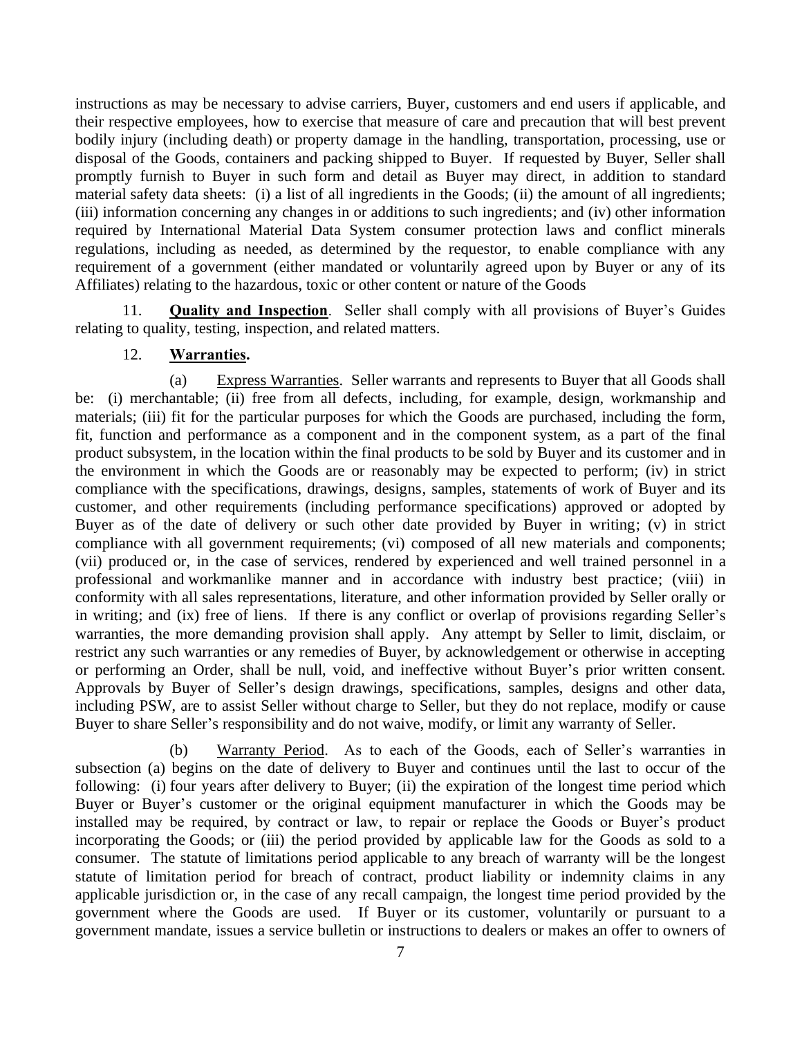instructions as may be necessary to advise carriers, Buyer, customers and end users if applicable, and their respective employees, how to exercise that measure of care and precaution that will best prevent bodily injury (including death) or property damage in the handling, transportation, processing, use or disposal of the Goods, containers and packing shipped to Buyer. If requested by Buyer, Seller shall promptly furnish to Buyer in such form and detail as Buyer may direct, in addition to standard material safety data sheets: (i) a list of all ingredients in the Goods; (ii) the amount of all ingredients; (iii) information concerning any changes in or additions to such ingredients; and (iv) other information required by International Material Data System consumer protection laws and conflict minerals regulations, including as needed, as determined by the requestor, to enable compliance with any requirement of a government (either mandated or voluntarily agreed upon by Buyer or any of its Affiliates) relating to the hazardous, toxic or other content or nature of the Goods

11. **Quality and Inspection**. Seller shall comply with all provisions of Buyer's Guides relating to quality, testing, inspection, and related matters.

12. **Warranties.**

(a) Express Warranties. Seller warrants and represents to Buyer that all Goods shall be: (i) merchantable; (ii) free from all defects, including, for example, design, workmanship and materials; (iii) fit for the particular purposes for which the Goods are purchased, including the form, fit, function and performance as a component and in the component system, as a part of the final product subsystem, in the location within the final products to be sold by Buyer and its customer and in the environment in which the Goods are or reasonably may be expected to perform; (iv) in strict compliance with the specifications, drawings, designs, samples, statements of work of Buyer and its customer, and other requirements (including performance specifications) approved or adopted by Buyer as of the date of delivery or such other date provided by Buyer in writing; (v) in strict compliance with all government requirements; (vi) composed of all new materials and components; (vii) produced or, in the case of services, rendered by experienced and well trained personnel in a professional and workmanlike manner and in accordance with industry best practice; (viii) in conformity with all sales representations, literature, and other information provided by Seller orally or in writing; and (ix) free of liens. If there is any conflict or overlap of provisions regarding Seller's warranties, the more demanding provision shall apply. Any attempt by Seller to limit, disclaim, or restrict any such warranties or any remedies of Buyer, by acknowledgement or otherwise in accepting or performing an Order, shall be null, void, and ineffective without Buyer's prior written consent. Approvals by Buyer of Seller's design drawings, specifications, samples, designs and other data, including PSW, are to assist Seller without charge to Seller, but they do not replace, modify or cause Buyer to share Seller's responsibility and do not waive, modify, or limit any warranty of Seller.

(b) Warranty Period. As to each of the Goods, each of Seller's warranties in subsection (a) begins on the date of delivery to Buyer and continues until the last to occur of the following: (i) four years after delivery to Buyer; (ii) the expiration of the longest time period which Buyer or Buyer's customer or the original equipment manufacturer in which the Goods may be installed may be required, by contract or law, to repair or replace the Goods or Buyer's product incorporating the Goods; or (iii) the period provided by applicable law for the Goods as sold to a consumer. The statute of limitations period applicable to any breach of warranty will be the longest statute of limitation period for breach of contract, product liability or indemnity claims in any applicable jurisdiction or, in the case of any recall campaign, the longest time period provided by the government where the Goods are used. If Buyer or its customer, voluntarily or pursuant to a government mandate, issues a service bulletin or instructions to dealers or makes an offer to owners of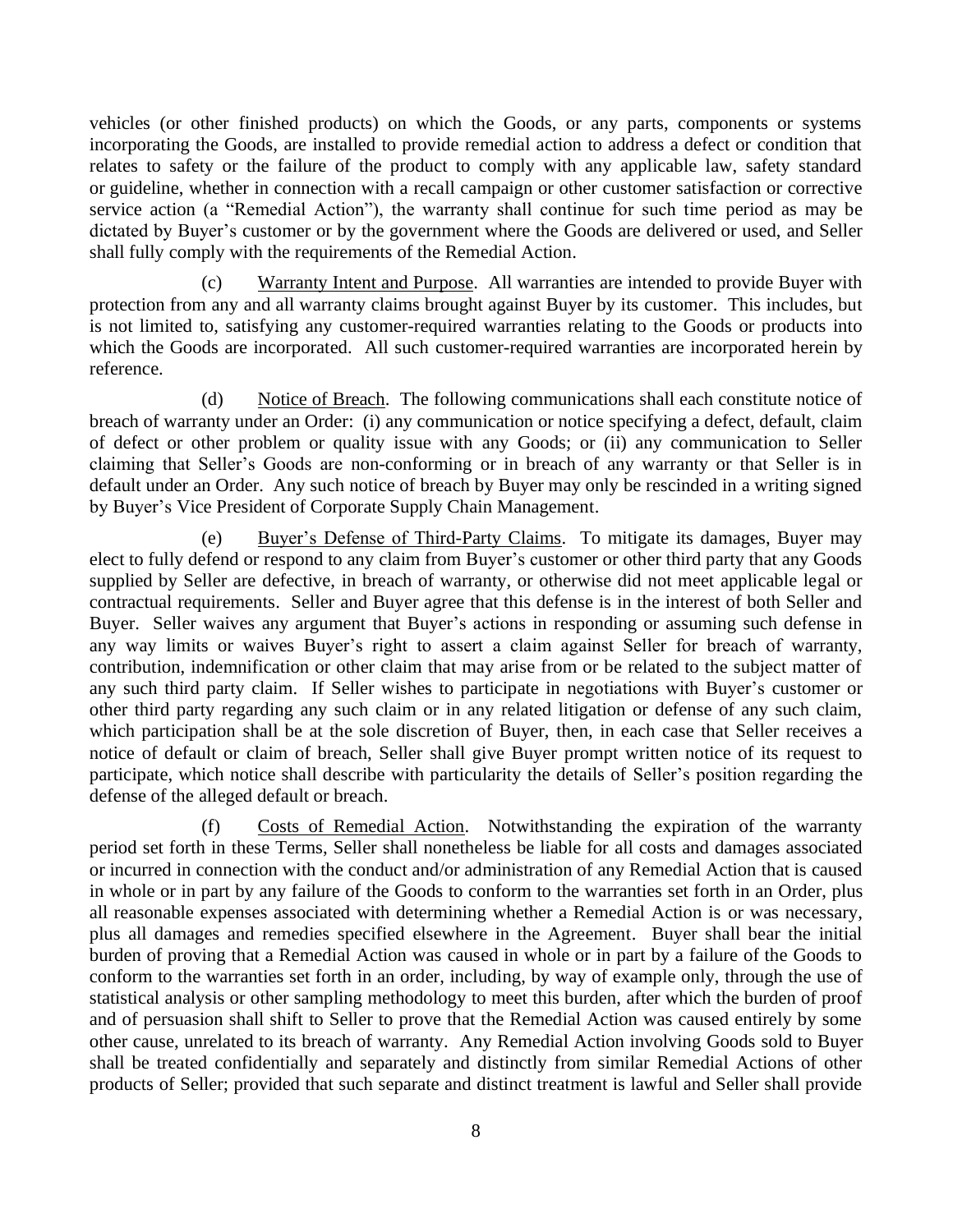vehicles (or other finished products) on which the Goods, or any parts, components or systems incorporating the Goods, are installed to provide remedial action to address a defect or condition that relates to safety or the failure of the product to comply with any applicable law, safety standard or guideline, whether in connection with a recall campaign or other customer satisfaction or corrective service action (a "Remedial Action"), the warranty shall continue for such time period as may be dictated by Buyer's customer or by the government where the Goods are delivered or used, and Seller shall fully comply with the requirements of the Remedial Action.

(c) Warranty Intent and Purpose. All warranties are intended to provide Buyer with protection from any and all warranty claims brought against Buyer by its customer. This includes, but is not limited to, satisfying any customer-required warranties relating to the Goods or products into which the Goods are incorporated. All such customer-required warranties are incorporated herein by reference.

(d) Notice of Breach. The following communications shall each constitute notice of breach of warranty under an Order: (i) any communication or notice specifying a defect, default, claim of defect or other problem or quality issue with any Goods; or (ii) any communication to Seller claiming that Seller's Goods are non-conforming or in breach of any warranty or that Seller is in default under an Order. Any such notice of breach by Buyer may only be rescinded in a writing signed by Buyer's Vice President of Corporate Supply Chain Management.

(e) Buyer's Defense of Third-Party Claims. To mitigate its damages, Buyer may elect to fully defend or respond to any claim from Buyer's customer or other third party that any Goods supplied by Seller are defective, in breach of warranty, or otherwise did not meet applicable legal or contractual requirements. Seller and Buyer agree that this defense is in the interest of both Seller and Buyer. Seller waives any argument that Buyer's actions in responding or assuming such defense in any way limits or waives Buyer's right to assert a claim against Seller for breach of warranty, contribution, indemnification or other claim that may arise from or be related to the subject matter of any such third party claim. If Seller wishes to participate in negotiations with Buyer's customer or other third party regarding any such claim or in any related litigation or defense of any such claim, which participation shall be at the sole discretion of Buyer, then, in each case that Seller receives a notice of default or claim of breach, Seller shall give Buyer prompt written notice of its request to participate, which notice shall describe with particularity the details of Seller's position regarding the defense of the alleged default or breach.

(f) Costs of Remedial Action. Notwithstanding the expiration of the warranty period set forth in these Terms, Seller shall nonetheless be liable for all costs and damages associated or incurred in connection with the conduct and/or administration of any Remedial Action that is caused in whole or in part by any failure of the Goods to conform to the warranties set forth in an Order, plus all reasonable expenses associated with determining whether a Remedial Action is or was necessary, plus all damages and remedies specified elsewhere in the Agreement. Buyer shall bear the initial burden of proving that a Remedial Action was caused in whole or in part by a failure of the Goods to conform to the warranties set forth in an order, including, by way of example only, through the use of statistical analysis or other sampling methodology to meet this burden, after which the burden of proof and of persuasion shall shift to Seller to prove that the Remedial Action was caused entirely by some other cause, unrelated to its breach of warranty. Any Remedial Action involving Goods sold to Buyer shall be treated confidentially and separately and distinctly from similar Remedial Actions of other products of Seller; provided that such separate and distinct treatment is lawful and Seller shall provide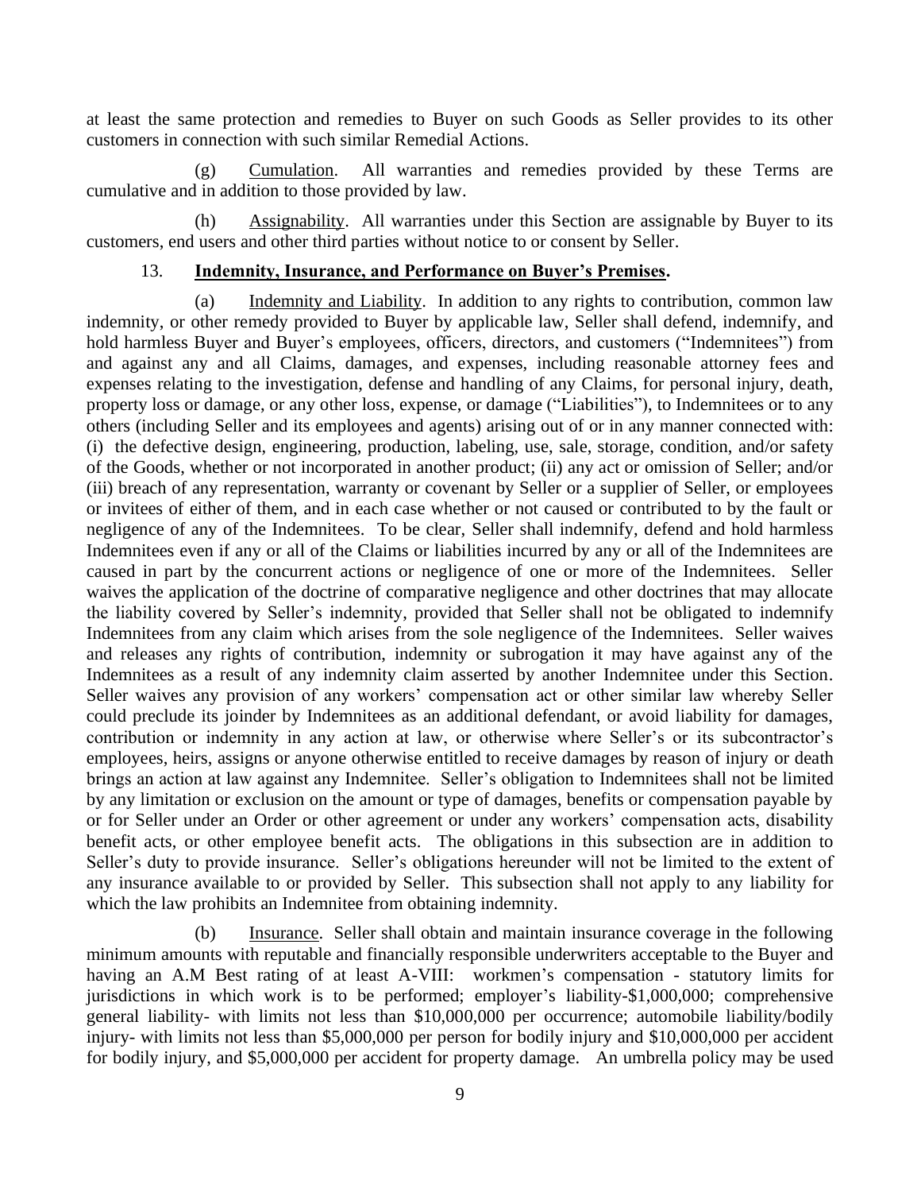at least the same protection and remedies to Buyer on such Goods as Seller provides to its other customers in connection with such similar Remedial Actions.

(g) Cumulation. All warranties and remedies provided by these Terms are cumulative and in addition to those provided by law.

(h) Assignability. All warranties under this Section are assignable by Buyer to its customers, end users and other third parties without notice to or consent by Seller.

13. **Indemnity, Insurance, and Performance on Buyer's Premises.**

(a) Indemnity and Liability. In addition to any rights to contribution, common law indemnity, or other remedy provided to Buyer by applicable law, Seller shall defend, indemnify, and hold harmless Buyer and Buyer's employees, officers, directors, and customers ("Indemnitees") from and against any and all Claims, damages, and expenses, including reasonable attorney fees and expenses relating to the investigation, defense and handling of any Claims, for personal injury, death, property loss or damage, or any other loss, expense, or damage ("Liabilities"), to Indemnitees or to any others (including Seller and its employees and agents) arising out of or in any manner connected with: (i) the defective design, engineering, production, labeling, use, sale, storage, condition, and/or safety of the Goods, whether or not incorporated in another product; (ii) any act or omission of Seller; and/or (iii) breach of any representation, warranty or covenant by Seller or a supplier of Seller, or employees or invitees of either of them, and in each case whether or not caused or contributed to by the fault or negligence of any of the Indemnitees. To be clear, Seller shall indemnify, defend and hold harmless Indemnitees even if any or all of the Claims or liabilities incurred by any or all of the Indemnitees are caused in part by the concurrent actions or negligence of one or more of the Indemnitees. Seller waives the application of the doctrine of comparative negligence and other doctrines that may allocate the liability covered by Seller's indemnity, provided that Seller shall not be obligated to indemnify Indemnitees from any claim which arises from the sole negligence of the Indemnitees. Seller waives and releases any rights of contribution, indemnity or subrogation it may have against any of the Indemnitees as a result of any indemnity claim asserted by another Indemnitee under this Section. Seller waives any provision of any workers' compensation act or other similar law whereby Seller could preclude its joinder by Indemnitees as an additional defendant, or avoid liability for damages, contribution or indemnity in any action at law, or otherwise where Seller's or its subcontractor's employees, heirs, assigns or anyone otherwise entitled to receive damages by reason of injury or death brings an action at law against any Indemnitee. Seller's obligation to Indemnitees shall not be limited by any limitation or exclusion on the amount or type of damages, benefits or compensation payable by or for Seller under an Order or other agreement or under any workers' compensation acts, disability benefit acts, or other employee benefit acts. The obligations in this subsection are in addition to Seller's duty to provide insurance. Seller's obligations hereunder will not be limited to the extent of any insurance available to or provided by Seller. This subsection shall not apply to any liability for which the law prohibits an Indemnitee from obtaining indemnity.

(b) Insurance. Seller shall obtain and maintain insurance coverage in the following minimum amounts with reputable and financially responsible underwriters acceptable to the Buyer and having an A.M Best rating of at least A-VIII: workmen's compensation - statutory limits for jurisdictions in which work is to be performed; employer's liability-$1,000,000; comprehensive general liability- with limits not less than $10,000,000 per occurrence; automobile liability/bodily injury- with limits not less than $5,000,000 per person for bodily injury and $10,000,000 per accident for bodily injury, and $5,000,000 per accident for property damage. An umbrella policy may be used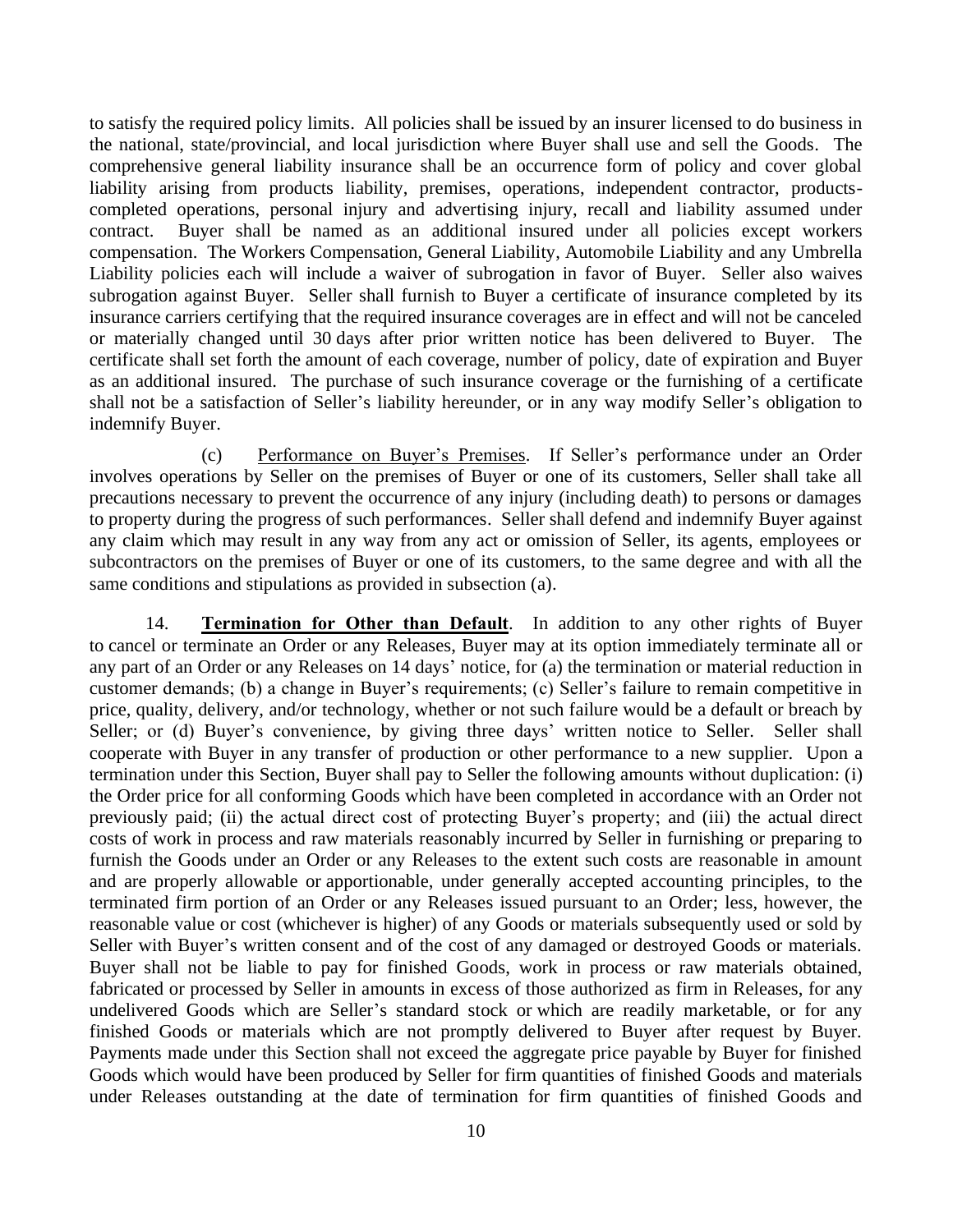to satisfy the required policy limits. All policies shall be issued by an insurer licensed to do business in the national, state/provincial, and local jurisdiction where Buyer shall use and sell the Goods. The comprehensive general liability insurance shall be an occurrence form of policy and cover global liability arising from products liability, premises, operations, independent contractor, products-completed operations, personal injury and advertising injury, recall and liability assumed under contract. Buyer shall be named as an additional insured under all policies except workers compensation. The Workers Compensation, General Liability, Automobile Liability and any Umbrella Liability policies each will include a waiver of subrogation in favor of Buyer. Seller also waives subrogation against Buyer. Seller shall furnish to Buyer a certificate of insurance completed by its insurance carriers certifying that the required insurance coverages are in effect and will not be canceled or materially changed until 30 days after prior written notice has been delivered to Buyer. The certificate shall set forth the amount of each coverage, number of policy, date of expiration and Buyer as an additional insured. The purchase of such insurance coverage or the furnishing of a certificate shall not be a satisfaction of Seller's liability hereunder, or in any way modify Seller's obligation to indemnify Buyer.

(c) Performance on Buyer's Premises. If Seller's performance under an Order involves operations by Seller on the premises of Buyer or one of its customers, Seller shall take all precautions necessary to prevent the occurrence of any injury (including death) to persons or damages to property during the progress of such performances. Seller shall defend and indemnify Buyer against any claim which may result in any way from any act or omission of Seller, its agents, employees or subcontractors on the premises of Buyer or one of its customers, to the same degree and with all the same conditions and stipulations as provided in subsection (a).

14. **Termination for Other than Default**. In addition to any other rights of Buyer to cancel or terminate an Order or any Releases, Buyer may at its option immediately terminate all or any part of an Order or any Releases on 14 days' notice, for (a) the termination or material reduction in customer demands; (b) a change in Buyer's requirements; (c) Seller's failure to remain competitive in price, quality, delivery, and/or technology, whether or not such failure would be a default or breach by Seller; or (d) Buyer's convenience, by giving three days' written notice to Seller. Seller shall cooperate with Buyer in any transfer of production or other performance to a new supplier. Upon a termination under this Section, Buyer shall pay to Seller the following amounts without duplication: (i) the Order price for all conforming Goods which have been completed in accordance with an Order not previously paid; (ii) the actual direct cost of protecting Buyer's property; and (iii) the actual direct costs of work in process and raw materials reasonably incurred by Seller in furnishing or preparing to furnish the Goods under an Order or any Releases to the extent such costs are reasonable in amount and are properly allowable or apportionable, under generally accepted accounting principles, to the terminated firm portion of an Order or any Releases issued pursuant to an Order; less, however, the reasonable value or cost (whichever is higher) of any Goods or materials subsequently used or sold by Seller with Buyer's written consent and of the cost of any damaged or destroyed Goods or materials. Buyer shall not be liable to pay for finished Goods, work in process or raw materials obtained, fabricated or processed by Seller in amounts in excess of those authorized as firm in Releases, for any undelivered Goods which are Seller's standard stock or which are readily marketable, or for any finished Goods or materials which are not promptly delivered to Buyer after request by Buyer. Payments made under this Section shall not exceed the aggregate price payable by Buyer for finished Goods which would have been produced by Seller for firm quantities of finished Goods and materials under Releases outstanding at the date of termination for firm quantities of finished Goods and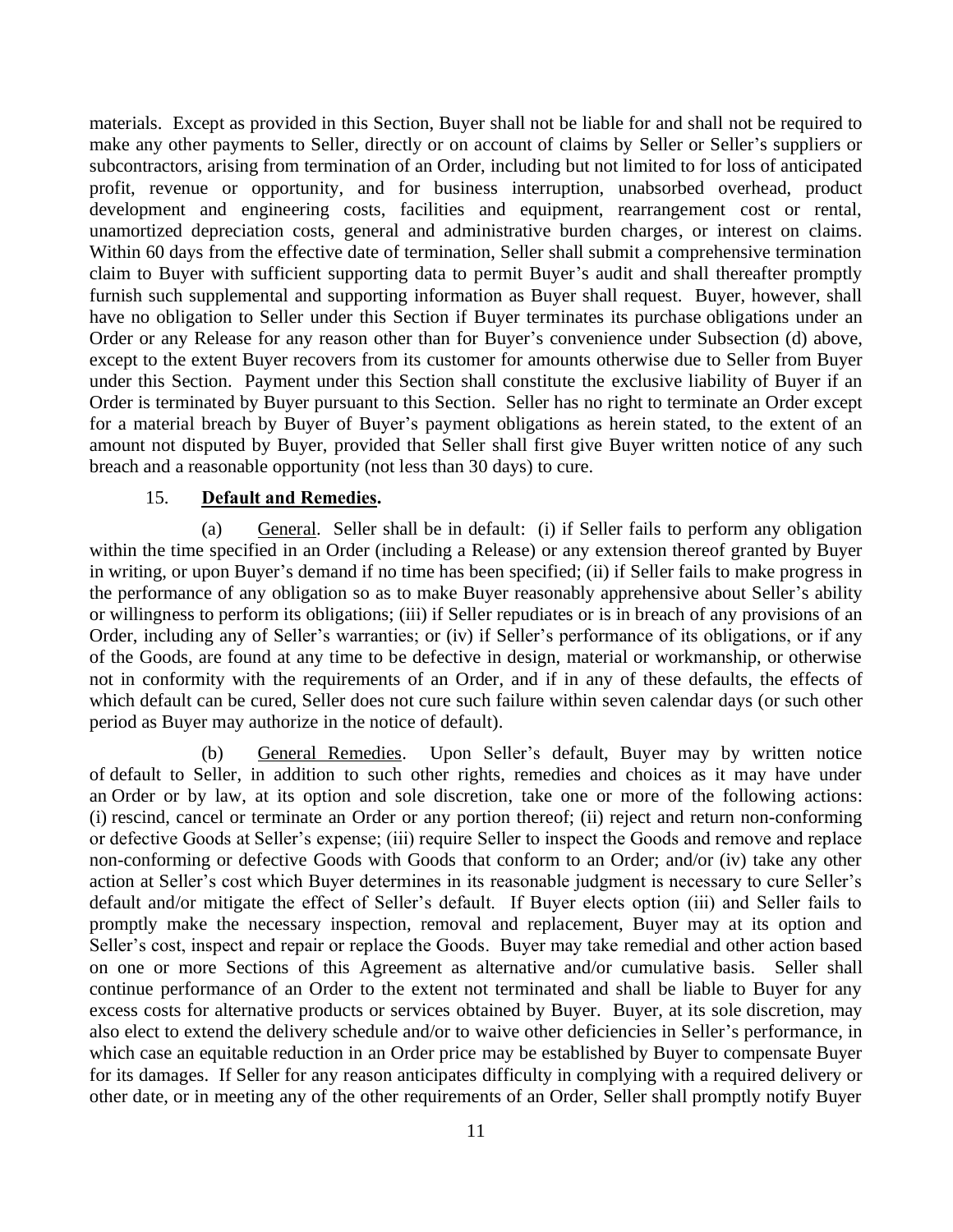materials. Except as provided in this Section, Buyer shall not be liable for and shall not be required to make any other payments to Seller, directly or on account of claims by Seller or Seller's suppliers or subcontractors, arising from termination of an Order, including but not limited to for loss of anticipated profit, revenue or opportunity, and for business interruption, unabsorbed overhead, product development and engineering costs, facilities and equipment, rearrangement cost or rental, unamortized depreciation costs, general and administrative burden charges, or interest on claims. Within 60 days from the effective date of termination, Seller shall submit a comprehensive termination claim to Buyer with sufficient supporting data to permit Buyer's audit and shall thereafter promptly furnish such supplemental and supporting information as Buyer shall request. Buyer, however, shall have no obligation to Seller under this Section if Buyer terminates its purchase obligations under an Order or any Release for any reason other than for Buyer's convenience under Subsection (d) above, except to the extent Buyer recovers from its customer for amounts otherwise due to Seller from Buyer under this Section. Payment under this Section shall constitute the exclusive liability of Buyer if an Order is terminated by Buyer pursuant to this Section. Seller has no right to terminate an Order except for a material breach by Buyer of Buyer's payment obligations as herein stated, to the extent of an amount not disputed by Buyer, provided that Seller shall first give Buyer written notice of any such breach and a reasonable opportunity (not less than 30 days) to cure.

15. **Default and Remedies.**

(a) General. Seller shall be in default: (i) if Seller fails to perform any obligation within the time specified in an Order (including a Release) or any extension thereof granted by Buyer in writing, or upon Buyer's demand if no time has been specified; (ii) if Seller fails to make progress in the performance of any obligation so as to make Buyer reasonably apprehensive about Seller's ability or willingness to perform its obligations; (iii) if Seller repudiates or is in breach of any provisions of an Order, including any of Seller's warranties; or (iv) if Seller's performance of its obligations, or if any of the Goods, are found at any time to be defective in design, material or workmanship, or otherwise not in conformity with the requirements of an Order, and if in any of these defaults, the effects of which default can be cured, Seller does not cure such failure within seven calendar days (or such other period as Buyer may authorize in the notice of default).

(b) General Remedies. Upon Seller's default, Buyer may by written notice of default to Seller, in addition to such other rights, remedies and choices as it may have under an Order or by law, at its option and sole discretion, take one or more of the following actions: (i) rescind, cancel or terminate an Order or any portion thereof; (ii) reject and return non-conforming or defective Goods at Seller's expense; (iii) require Seller to inspect the Goods and remove and replace non-conforming or defective Goods with Goods that conform to an Order; and/or (iv) take any other action at Seller's cost which Buyer determines in its reasonable judgment is necessary to cure Seller's default and/or mitigate the effect of Seller's default. If Buyer elects option (iii) and Seller fails to promptly make the necessary inspection, removal and replacement, Buyer may at its option and Seller's cost, inspect and repair or replace the Goods. Buyer may take remedial and other action based on one or more Sections of this Agreement as alternative and/or cumulative basis. Seller shall continue performance of an Order to the extent not terminated and shall be liable to Buyer for any excess costs for alternative products or services obtained by Buyer. Buyer, at its sole discretion, may also elect to extend the delivery schedule and/or to waive other deficiencies in Seller's performance, in which case an equitable reduction in an Order price may be established by Buyer to compensate Buyer for its damages. If Seller for any reason anticipates difficulty in complying with a required delivery or other date, or in meeting any of the other requirements of an Order, Seller shall promptly notify Buyer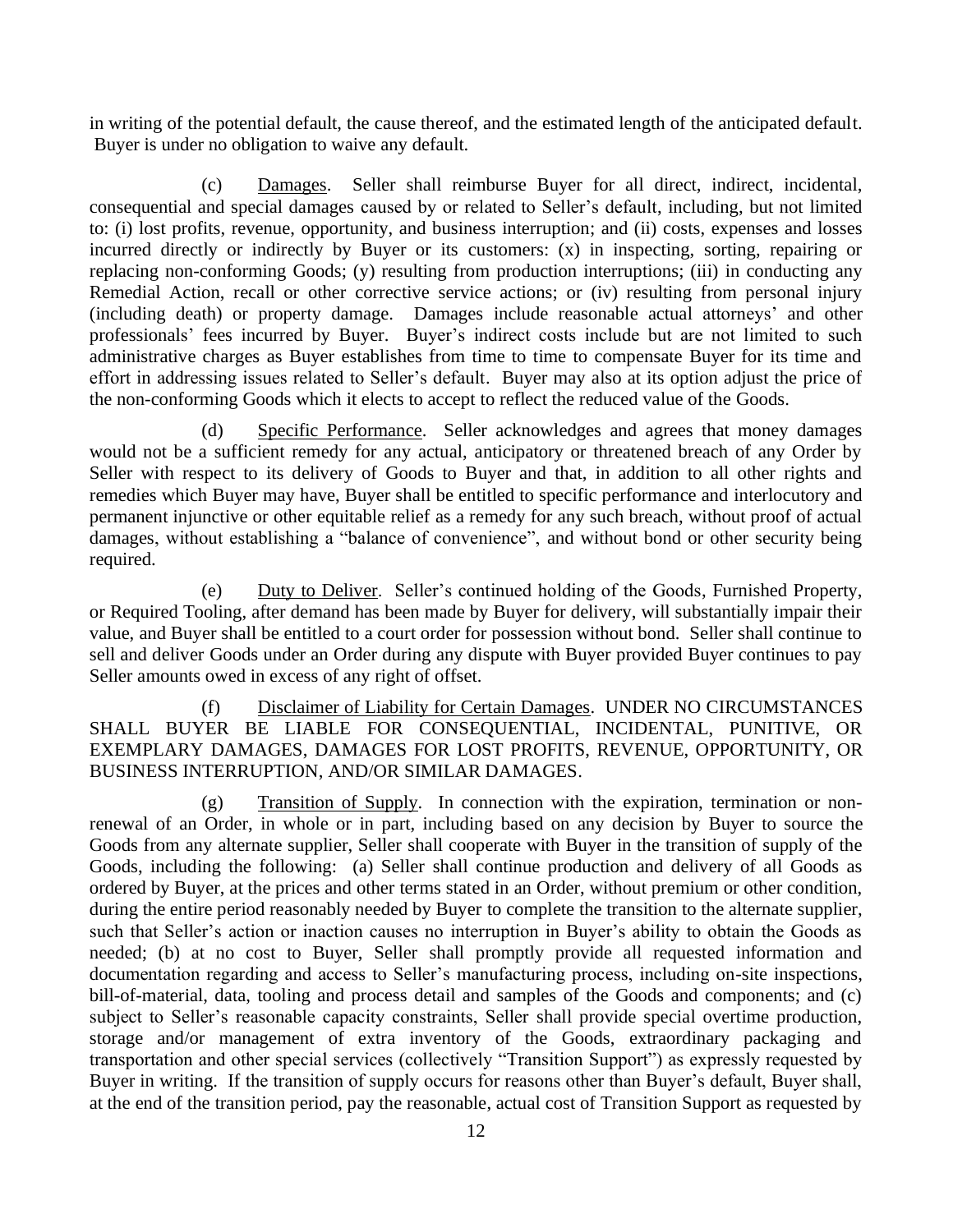in writing of the potential default, the cause thereof, and the estimated length of the anticipated default. Buyer is under no obligation to waive any default.

(c) Damages. Seller shall reimburse Buyer for all direct, indirect, incidental, consequential and special damages caused by or related to Seller's default, including, but not limited to: (i) lost profits, revenue, opportunity, and business interruption; and (ii) costs, expenses and losses incurred directly or indirectly by Buyer or its customers: (x) in inspecting, sorting, repairing or replacing non-conforming Goods; (y) resulting from production interruptions; (iii) in conducting any Remedial Action, recall or other corrective service actions; or (iv) resulting from personal injury (including death) or property damage. Damages include reasonable actual attorneys' and other professionals' fees incurred by Buyer. Buyer's indirect costs include but are not limited to such administrative charges as Buyer establishes from time to time to compensate Buyer for its time and effort in addressing issues related to Seller's default. Buyer may also at its option adjust the price of the non-conforming Goods which it elects to accept to reflect the reduced value of the Goods.

(d) Specific Performance. Seller acknowledges and agrees that money damages would not be a sufficient remedy for any actual, anticipatory or threatened breach of any Order by Seller with respect to its delivery of Goods to Buyer and that, in addition to all other rights and remedies which Buyer may have, Buyer shall be entitled to specific performance and interlocutory and permanent injunctive or other equitable relief as a remedy for any such breach, without proof of actual damages, without establishing a "balance of convenience", and without bond or other security being required.

(e) Duty to Deliver. Seller's continued holding of the Goods, Furnished Property, or Required Tooling, after demand has been made by Buyer for delivery, will substantially impair their value, and Buyer shall be entitled to a court order for possession without bond. Seller shall continue to sell and deliver Goods under an Order during any dispute with Buyer provided Buyer continues to pay Seller amounts owed in excess of any right of offset.

(f) Disclaimer of Liability for Certain Damages. UNDER NO CIRCUMSTANCES SHALL BUYER BE LIABLE FOR CONSEQUENTIAL, INCIDENTAL, PUNITIVE, OR EXEMPLARY DAMAGES, DAMAGES FOR LOST PROFITS, REVENUE, OPPORTUNITY, OR BUSINESS INTERRUPTION, AND/OR SIMILAR DAMAGES.

(g) Transition of Supply. In connection with the expiration, termination or non-renewal of an Order, in whole or in part, including based on any decision by Buyer to source the Goods from any alternate supplier, Seller shall cooperate with Buyer in the transition of supply of the Goods, including the following: (a) Seller shall continue production and delivery of all Goods as ordered by Buyer, at the prices and other terms stated in an Order, without premium or other condition, during the entire period reasonably needed by Buyer to complete the transition to the alternate supplier, such that Seller's action or inaction causes no interruption in Buyer's ability to obtain the Goods as needed; (b) at no cost to Buyer, Seller shall promptly provide all requested information and documentation regarding and access to Seller's manufacturing process, including on-site inspections, bill-of-material, data, tooling and process detail and samples of the Goods and components; and (c) subject to Seller's reasonable capacity constraints, Seller shall provide special overtime production, storage and/or management of extra inventory of the Goods, extraordinary packaging and transportation and other special services (collectively "Transition Support") as expressly requested by Buyer in writing. If the transition of supply occurs for reasons other than Buyer's default, Buyer shall, at the end of the transition period, pay the reasonable, actual cost of Transition Support as requested by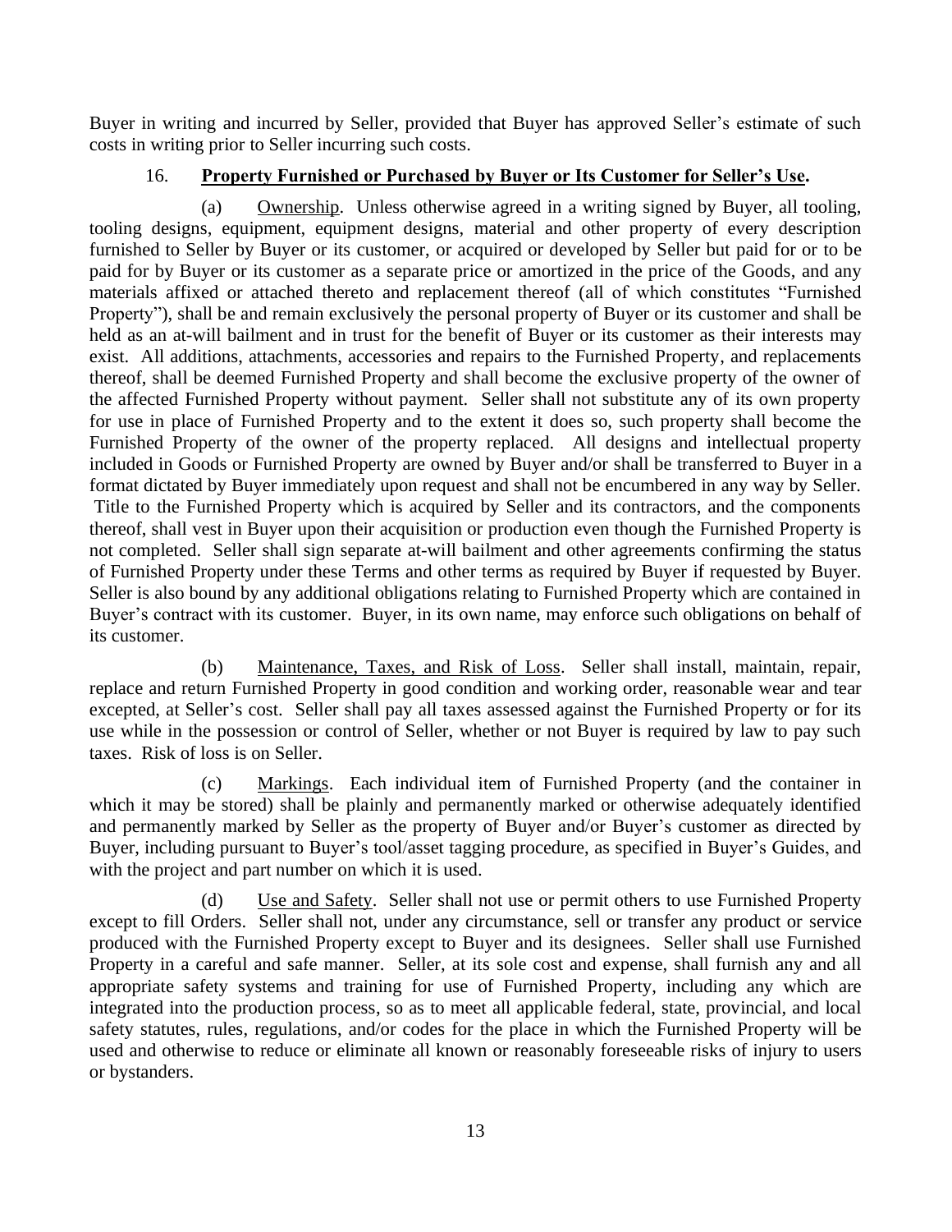Buyer in writing and incurred by Seller, provided that Buyer has approved Seller's estimate of such costs in writing prior to Seller incurring such costs.

16. **Property Furnished or Purchased by Buyer or Its Customer for Seller's Use.**

(a) Ownership. Unless otherwise agreed in a writing signed by Buyer, all tooling, tooling designs, equipment, equipment designs, material and other property of every description furnished to Seller by Buyer or its customer, or acquired or developed by Seller but paid for or to be paid for by Buyer or its customer as a separate price or amortized in the price of the Goods, and any materials affixed or attached thereto and replacement thereof (all of which constitutes "Furnished Property"), shall be and remain exclusively the personal property of Buyer or its customer and shall be held as an at-will bailment and in trust for the benefit of Buyer or its customer as their interests may exist. All additions, attachments, accessories and repairs to the Furnished Property, and replacements thereof, shall be deemed Furnished Property and shall become the exclusive property of the owner of the affected Furnished Property without payment. Seller shall not substitute any of its own property for use in place of Furnished Property and to the extent it does so, such property shall become the Furnished Property of the owner of the property replaced. All designs and intellectual property included in Goods or Furnished Property are owned by Buyer and/or shall be transferred to Buyer in a format dictated by Buyer immediately upon request and shall not be encumbered in any way by Seller. Title to the Furnished Property which is acquired by Seller and its contractors, and the components thereof, shall vest in Buyer upon their acquisition or production even though the Furnished Property is not completed. Seller shall sign separate at-will bailment and other agreements confirming the status of Furnished Property under these Terms and other terms as required by Buyer if requested by Buyer. Seller is also bound by any additional obligations relating to Furnished Property which are contained in Buyer's contract with its customer. Buyer, in its own name, may enforce such obligations on behalf of its customer.

(b) Maintenance, Taxes, and Risk of Loss. Seller shall install, maintain, repair, replace and return Furnished Property in good condition and working order, reasonable wear and tear excepted, at Seller's cost. Seller shall pay all taxes assessed against the Furnished Property or for its use while in the possession or control of Seller, whether or not Buyer is required by law to pay such taxes. Risk of loss is on Seller.

(c) Markings. Each individual item of Furnished Property (and the container in which it may be stored) shall be plainly and permanently marked or otherwise adequately identified and permanently marked by Seller as the property of Buyer and/or Buyer's customer as directed by Buyer, including pursuant to Buyer's tool/asset tagging procedure, as specified in Buyer's Guides, and with the project and part number on which it is used.

(d) Use and Safety. Seller shall not use or permit others to use Furnished Property except to fill Orders. Seller shall not, under any circumstance, sell or transfer any product or service produced with the Furnished Property except to Buyer and its designees. Seller shall use Furnished Property in a careful and safe manner. Seller, at its sole cost and expense, shall furnish any and all appropriate safety systems and training for use of Furnished Property, including any which are integrated into the production process, so as to meet all applicable federal, state, provincial, and local safety statutes, rules, regulations, and/or codes for the place in which the Furnished Property will be used and otherwise to reduce or eliminate all known or reasonably foreseeable risks of injury to users or bystanders.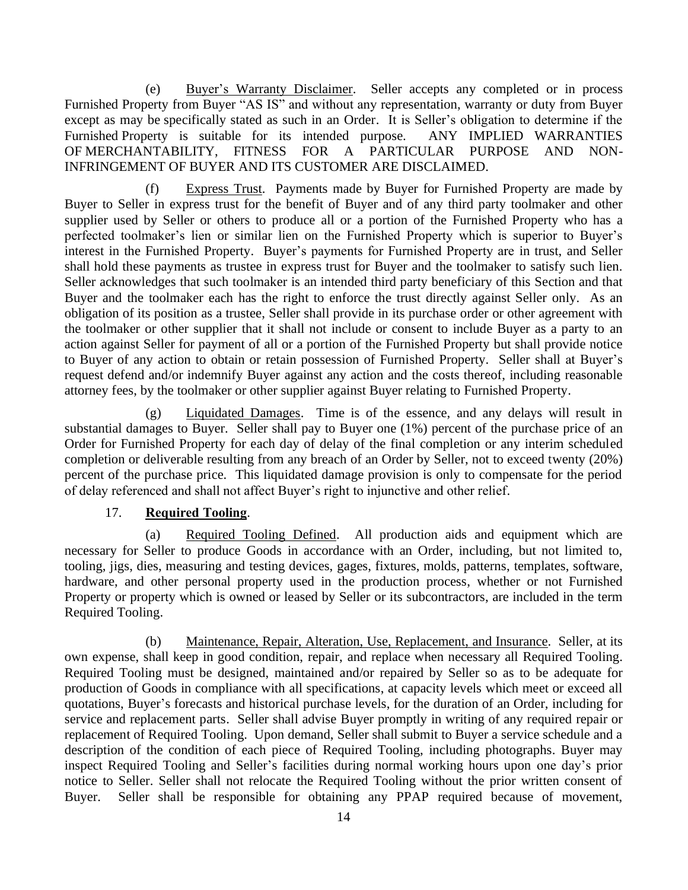(e) Buyer's Warranty Disclaimer. Seller accepts any completed or in process Furnished Property from Buyer "AS IS" and without any representation, warranty or duty from Buyer except as may be specifically stated as such in an Order. It is Seller's obligation to determine if the Furnished Property is suitable for its intended purpose. ANY IMPLIED WARRANTIES OF MERCHANTABILITY, FITNESS FOR A PARTICULAR PURPOSE AND NON-INFRINGEMENT OF BUYER AND ITS CUSTOMER ARE DISCLAIMED.

(f) Express Trust. Payments made by Buyer for Furnished Property are made by Buyer to Seller in express trust for the benefit of Buyer and of any third party toolmaker and other supplier used by Seller or others to produce all or a portion of the Furnished Property who has a perfected toolmaker's lien or similar lien on the Furnished Property which is superior to Buyer's interest in the Furnished Property. Buyer's payments for Furnished Property are in trust, and Seller shall hold these payments as trustee in express trust for Buyer and the toolmaker to satisfy such lien. Seller acknowledges that such toolmaker is an intended third party beneficiary of this Section and that Buyer and the toolmaker each has the right to enforce the trust directly against Seller only. As an obligation of its position as a trustee, Seller shall provide in its purchase order or other agreement with the toolmaker or other supplier that it shall not include or consent to include Buyer as a party to an action against Seller for payment of all or a portion of the Furnished Property but shall provide notice to Buyer of any action to obtain or retain possession of Furnished Property. Seller shall at Buyer's request defend and/or indemnify Buyer against any action and the costs thereof, including reasonable attorney fees, by the toolmaker or other supplier against Buyer relating to Furnished Property.

(g) Liquidated Damages. Time is of the essence, and any delays will result in substantial damages to Buyer. Seller shall pay to Buyer one (1%) percent of the purchase price of an Order for Furnished Property for each day of delay of the final completion or any interim scheduled completion or deliverable resulting from any breach of an Order by Seller, not to exceed twenty (20%) percent of the purchase price. This liquidated damage provision is only to compensate for the period of delay referenced and shall not affect Buyer's right to injunctive and other relief.

17. **Required Tooling**.

(a) Required Tooling Defined. All production aids and equipment which are necessary for Seller to produce Goods in accordance with an Order, including, but not limited to, tooling, jigs, dies, measuring and testing devices, gages, fixtures, molds, patterns, templates, software, hardware, and other personal property used in the production process, whether or not Furnished Property or property which is owned or leased by Seller or its subcontractors, are included in the term Required Tooling.

(b) Maintenance, Repair, Alteration, Use, Replacement, and Insurance. Seller, at its own expense, shall keep in good condition, repair, and replace when necessary all Required Tooling. Required Tooling must be designed, maintained and/or repaired by Seller so as to be adequate for production of Goods in compliance with all specifications, at capacity levels which meet or exceed all quotations, Buyer's forecasts and historical purchase levels, for the duration of an Order, including for service and replacement parts. Seller shall advise Buyer promptly in writing of any required repair or replacement of Required Tooling. Upon demand, Seller shall submit to Buyer a service schedule and a description of the condition of each piece of Required Tooling, including photographs. Buyer may inspect Required Tooling and Seller's facilities during normal working hours upon one day's prior notice to Seller. Seller shall not relocate the Required Tooling without the prior written consent of Buyer. Seller shall be responsible for obtaining any PPAP required because of movement,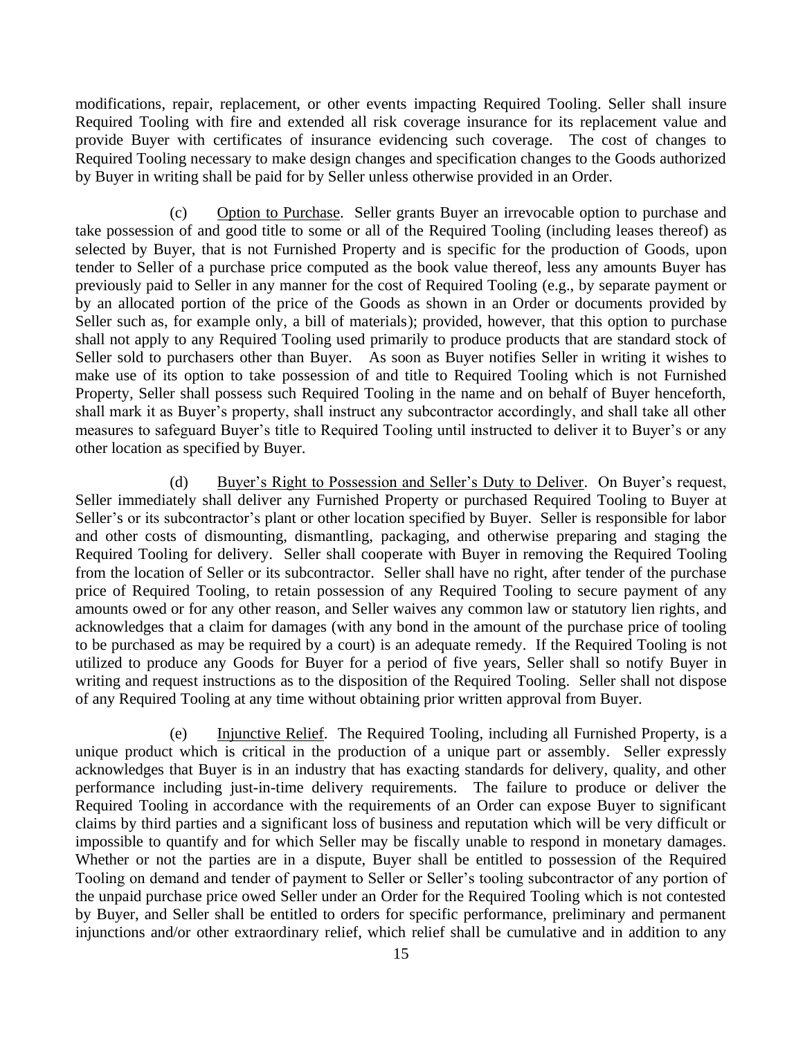modifications, repair, replacement, or other events impacting Required Tooling. Seller shall insure Required Tooling with fire and extended all risk coverage insurance for its replacement value and provide Buyer with certificates of insurance evidencing such coverage. The cost of changes to Required Tooling necessary to make design changes and specification changes to the Goods authorized by Buyer in writing shall be paid for by Seller unless otherwise provided in an Order.

(c) Option to Purchase. Seller grants Buyer an irrevocable option to purchase and take possession of and good title to some or all of the Required Tooling (including leases thereof) as selected by Buyer, that is not Furnished Property and is specific for the production of Goods, upon tender to Seller of a purchase price computed as the book value thereof, less any amounts Buyer has previously paid to Seller in any manner for the cost of Required Tooling (e.g., by separate payment or by an allocated portion of the price of the Goods as shown in an Order or documents provided by Seller such as, for example only, a bill of materials); provided, however, that this option to purchase shall not apply to any Required Tooling used primarily to produce products that are standard stock of Seller sold to purchasers other than Buyer. As soon as Buyer notifies Seller in writing it wishes to make use of its option to take possession of and title to Required Tooling which is not Furnished Property, Seller shall possess such Required Tooling in the name and on behalf of Buyer henceforth, shall mark it as Buyer's property, shall instruct any subcontractor accordingly, and shall take all other measures to safeguard Buyer's title to Required Tooling until instructed to deliver it to Buyer's or any other location as specified by Buyer.

(d) Buyer's Right to Possession and Seller's Duty to Deliver. On Buyer's request, Seller immediately shall deliver any Furnished Property or purchased Required Tooling to Buyer at Seller's or its subcontractor's plant or other location specified by Buyer. Seller is responsible for labor and other costs of dismounting, dismantling, packaging, and otherwise preparing and staging the Required Tooling for delivery. Seller shall cooperate with Buyer in removing the Required Tooling from the location of Seller or its subcontractor. Seller shall have no right, after tender of the purchase price of Required Tooling, to retain possession of any Required Tooling to secure payment of any amounts owed or for any other reason, and Seller waives any common law or statutory lien rights, and acknowledges that a claim for damages (with any bond in the amount of the purchase price of tooling to be purchased as may be required by a court) is an adequate remedy. If the Required Tooling is not utilized to produce any Goods for Buyer for a period of five years, Seller shall so notify Buyer in writing and request instructions as to the disposition of the Required Tooling. Seller shall not dispose of any Required Tooling at any time without obtaining prior written approval from Buyer.

(e) Injunctive Relief. The Required Tooling, including all Furnished Property, is a unique product which is critical in the production of a unique part or assembly. Seller expressly acknowledges that Buyer is in an industry that has exacting standards for delivery, quality, and other performance including just-in-time delivery requirements. The failure to produce or deliver the Required Tooling in accordance with the requirements of an Order can expose Buyer to significant claims by third parties and a significant loss of business and reputation which will be very difficult or impossible to quantify and for which Seller may be fiscally unable to respond in monetary damages. Whether or not the parties are in a dispute, Buyer shall be entitled to possession of the Required Tooling on demand and tender of payment to Seller or Seller's tooling subcontractor of any portion of the unpaid purchase price owed Seller under an Order for the Required Tooling which is not contested by Buyer, and Seller shall be entitled to orders for specific performance, preliminary and permanent injunctions and/or other extraordinary relief, which relief shall be cumulative and in addition to any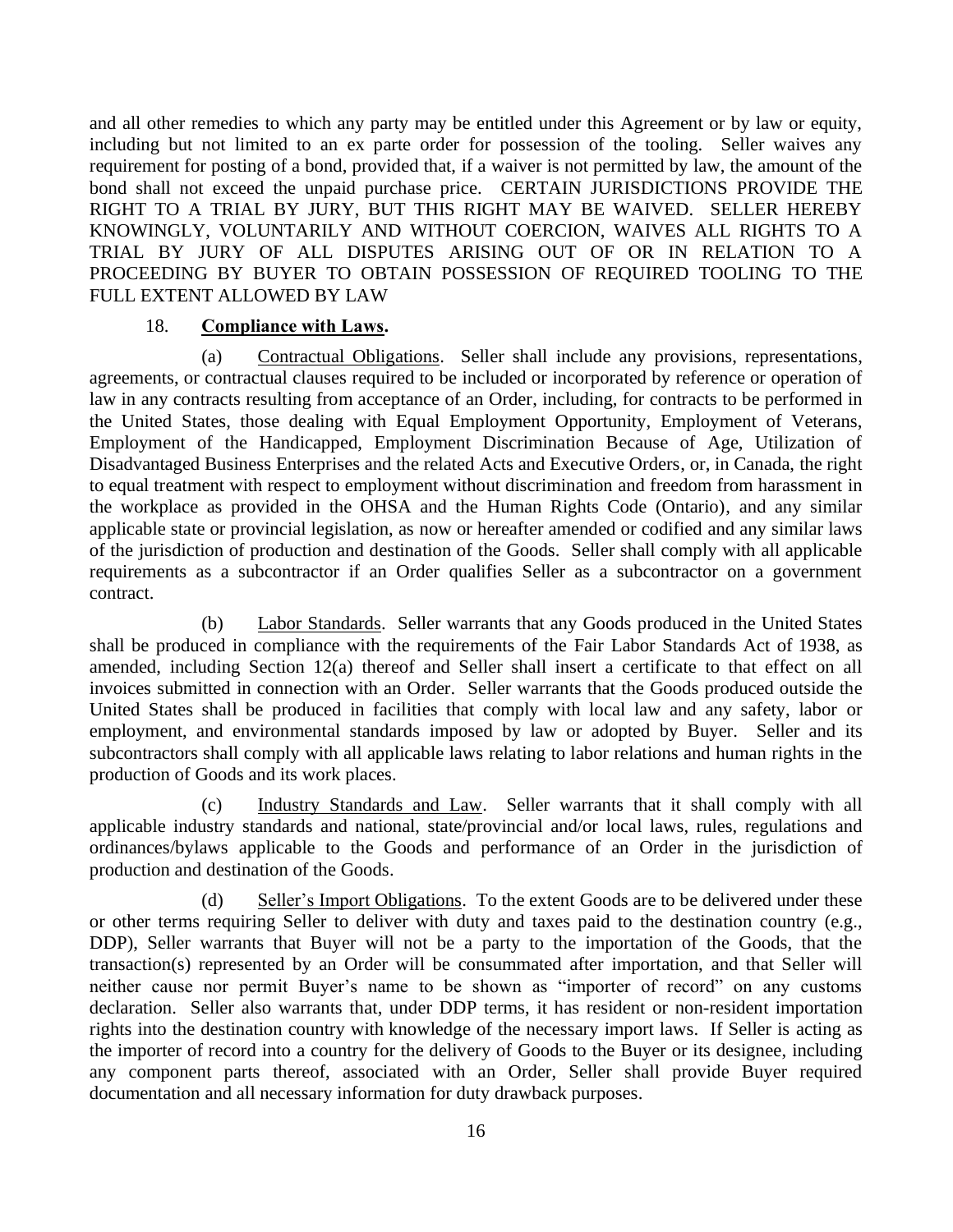and all other remedies to which any party may be entitled under this Agreement or by law or equity, including but not limited to an ex parte order for possession of the tooling. Seller waives any requirement for posting of a bond, provided that, if a waiver is not permitted by law, the amount of the bond shall not exceed the unpaid purchase price. CERTAIN JURISDICTIONS PROVIDE THE RIGHT TO A TRIAL BY JURY, BUT THIS RIGHT MAY BE WAIVED. SELLER HEREBY KNOWINGLY, VOLUNTARILY AND WITHOUT COERCION, WAIVES ALL RIGHTS TO A TRIAL BY JURY OF ALL DISPUTES ARISING OUT OF OR IN RELATION TO A PROCEEDING BY BUYER TO OBTAIN POSSESSION OF REQUIRED TOOLING TO THE FULL EXTENT ALLOWED BY LAW

18. **Compliance with Laws.**

(a) Contractual Obligations. Seller shall include any provisions, representations, agreements, or contractual clauses required to be included or incorporated by reference or operation of law in any contracts resulting from acceptance of an Order, including, for contracts to be performed in the United States, those dealing with Equal Employment Opportunity, Employment of Veterans, Employment of the Handicapped, Employment Discrimination Because of Age, Utilization of Disadvantaged Business Enterprises and the related Acts and Executive Orders, or, in Canada, the right to equal treatment with respect to employment without discrimination and freedom from harassment in the workplace as provided in the OHSA and the Human Rights Code (Ontario), and any similar applicable state or provincial legislation, as now or hereafter amended or codified and any similar laws of the jurisdiction of production and destination of the Goods. Seller shall comply with all applicable requirements as a subcontractor if an Order qualifies Seller as a subcontractor on a government contract.

(b) Labor Standards. Seller warrants that any Goods produced in the United States shall be produced in compliance with the requirements of the Fair Labor Standards Act of 1938, as amended, including Section 12(a) thereof and Seller shall insert a certificate to that effect on all invoices submitted in connection with an Order. Seller warrants that the Goods produced outside the United States shall be produced in facilities that comply with local law and any safety, labor or employment, and environmental standards imposed by law or adopted by Buyer. Seller and its subcontractors shall comply with all applicable laws relating to labor relations and human rights in the production of Goods and its work places.

(c) Industry Standards and Law. Seller warrants that it shall comply with all applicable industry standards and national, state/provincial and/or local laws, rules, regulations and ordinances/bylaws applicable to the Goods and performance of an Order in the jurisdiction of production and destination of the Goods.

(d) Seller's Import Obligations. To the extent Goods are to be delivered under these or other terms requiring Seller to deliver with duty and taxes paid to the destination country (e.g., DDP), Seller warrants that Buyer will not be a party to the importation of the Goods, that the transaction(s) represented by an Order will be consummated after importation, and that Seller will neither cause nor permit Buyer's name to be shown as "importer of record" on any customs declaration. Seller also warrants that, under DDP terms, it has resident or non-resident importation rights into the destination country with knowledge of the necessary import laws. If Seller is acting as the importer of record into a country for the delivery of Goods to the Buyer or its designee, including any component parts thereof, associated with an Order, Seller shall provide Buyer required documentation and all necessary information for duty drawback purposes.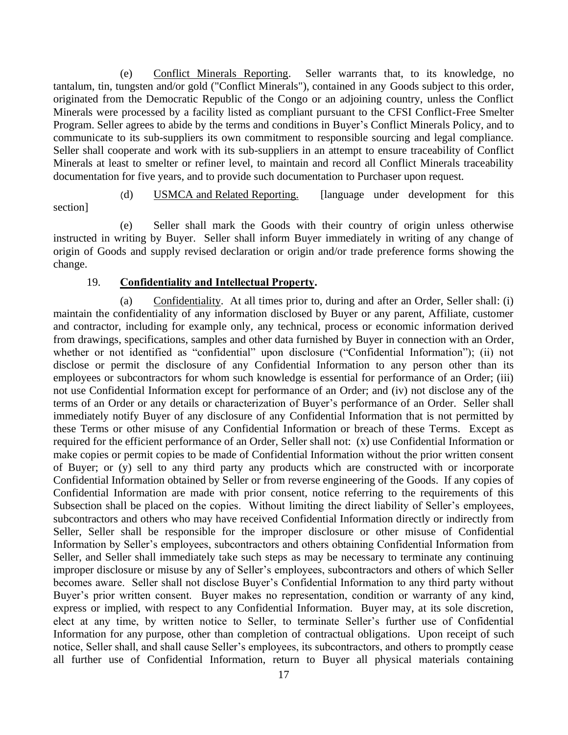(e) Conflict Minerals Reporting. Seller warrants that, to its knowledge, no tantalum, tin, tungsten and/or gold ("Conflict Minerals"), contained in any Goods subject to this order, originated from the Democratic Republic of the Congo or an adjoining country, unless the Conflict Minerals were processed by a facility listed as compliant pursuant to the CFSI Conflict-Free Smelter Program. Seller agrees to abide by the terms and conditions in Buyer's Conflict Minerals Policy, and to communicate to its sub-suppliers its own commitment to responsible sourcing and legal compliance. Seller shall cooperate and work with its sub-suppliers in an attempt to ensure traceability of Conflict Minerals at least to smelter or refiner level, to maintain and record all Conflict Minerals traceability documentation for five years, and to provide such documentation to Purchaser upon request.

(d) USMCA and Related Reporting. [language under development for this section]

(e) Seller shall mark the Goods with their country of origin unless otherwise instructed in writing by Buyer. Seller shall inform Buyer immediately in writing of any change of origin of Goods and supply revised declaration or origin and/or trade preference forms showing the change.

19. **Confidentiality and Intellectual Property.**

(a) Confidentiality. At all times prior to, during and after an Order, Seller shall: (i) maintain the confidentiality of any information disclosed by Buyer or any parent, Affiliate, customer and contractor, including for example only, any technical, process or economic information derived from drawings, specifications, samples and other data furnished by Buyer in connection with an Order, whether or not identified as "confidential" upon disclosure ("Confidential Information"); (ii) not disclose or permit the disclosure of any Confidential Information to any person other than its employees or subcontractors for whom such knowledge is essential for performance of an Order; (iii) not use Confidential Information except for performance of an Order; and (iv) not disclose any of the terms of an Order or any details or characterization of Buyer's performance of an Order. Seller shall immediately notify Buyer of any disclosure of any Confidential Information that is not permitted by these Terms or other misuse of any Confidential Information or breach of these Terms. Except as required for the efficient performance of an Order, Seller shall not: (x) use Confidential Information or make copies or permit copies to be made of Confidential Information without the prior written consent of Buyer; or (y) sell to any third party any products which are constructed with or incorporate Confidential Information obtained by Seller or from reverse engineering of the Goods. If any copies of Confidential Information are made with prior consent, notice referring to the requirements of this Subsection shall be placed on the copies. Without limiting the direct liability of Seller's employees, subcontractors and others who may have received Confidential Information directly or indirectly from Seller, Seller shall be responsible for the improper disclosure or other misuse of Confidential Information by Seller's employees, subcontractors and others obtaining Confidential Information from Seller, and Seller shall immediately take such steps as may be necessary to terminate any continuing improper disclosure or misuse by any of Seller's employees, subcontractors and others of which Seller becomes aware. Seller shall not disclose Buyer's Confidential Information to any third party without Buyer's prior written consent. Buyer makes no representation, condition or warranty of any kind, express or implied, with respect to any Confidential Information. Buyer may, at its sole discretion, elect at any time, by written notice to Seller, to terminate Seller's further use of Confidential Information for any purpose, other than completion of contractual obligations. Upon receipt of such notice, Seller shall, and shall cause Seller's employees, its subcontractors, and others to promptly cease all further use of Confidential Information, return to Buyer all physical materials containing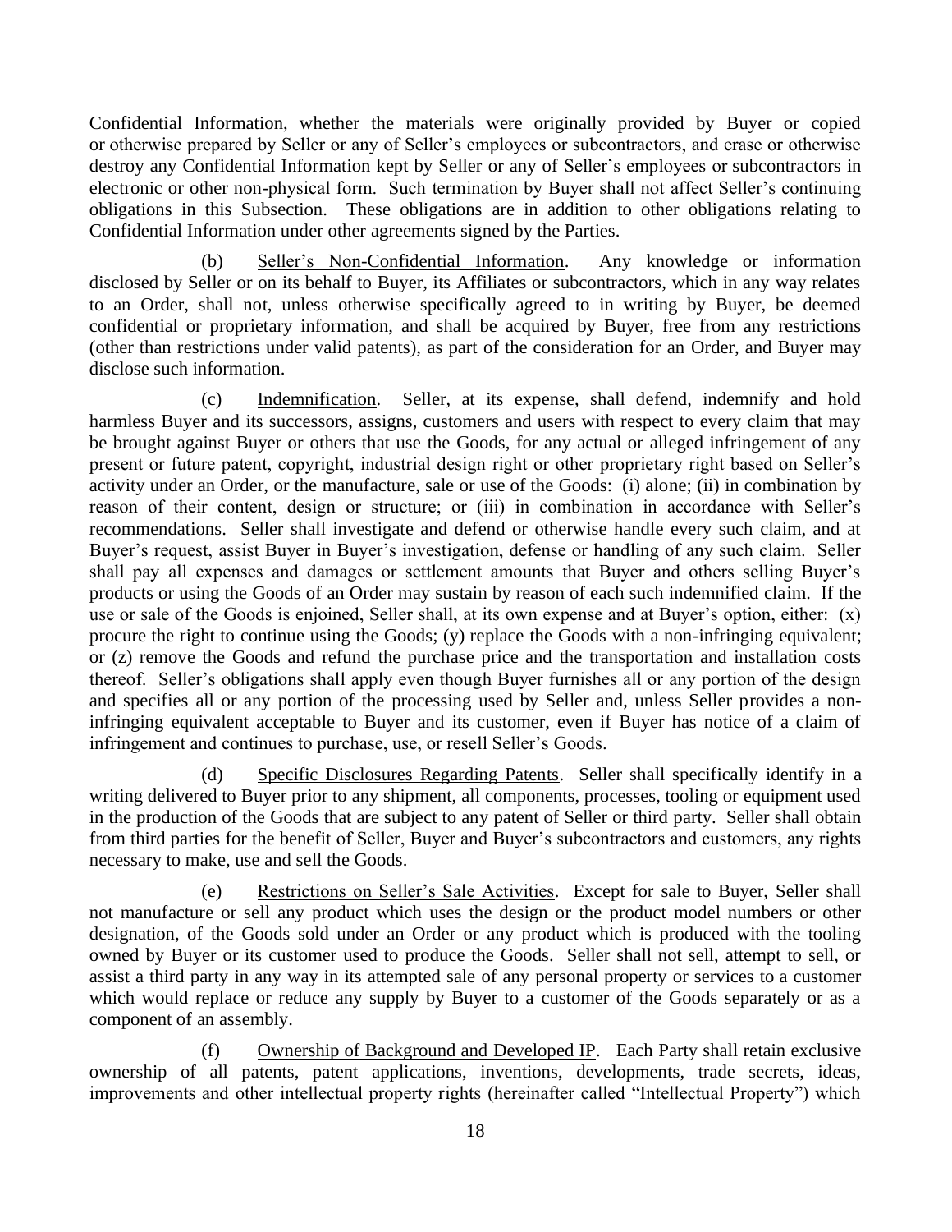Confidential Information, whether the materials were originally provided by Buyer or copied or otherwise prepared by Seller or any of Seller's employees or subcontractors, and erase or otherwise destroy any Confidential Information kept by Seller or any of Seller's employees or subcontractors in electronic or other non-physical form. Such termination by Buyer shall not affect Seller's continuing obligations in this Subsection. These obligations are in addition to other obligations relating to Confidential Information under other agreements signed by the Parties.

(b) Seller's Non-Confidential Information. Any knowledge or information disclosed by Seller or on its behalf to Buyer, its Affiliates or subcontractors, which in any way relates to an Order, shall not, unless otherwise specifically agreed to in writing by Buyer, be deemed confidential or proprietary information, and shall be acquired by Buyer, free from any restrictions (other than restrictions under valid patents), as part of the consideration for an Order, and Buyer may disclose such information.

(c) Indemnification. Seller, at its expense, shall defend, indemnify and hold harmless Buyer and its successors, assigns, customers and users with respect to every claim that may be brought against Buyer or others that use the Goods, for any actual or alleged infringement of any present or future patent, copyright, industrial design right or other proprietary right based on Seller's activity under an Order, or the manufacture, sale or use of the Goods: (i) alone; (ii) in combination by reason of their content, design or structure; or (iii) in combination in accordance with Seller's recommendations. Seller shall investigate and defend or otherwise handle every such claim, and at Buyer's request, assist Buyer in Buyer's investigation, defense or handling of any such claim. Seller shall pay all expenses and damages or settlement amounts that Buyer and others selling Buyer's products or using the Goods of an Order may sustain by reason of each such indemnified claim. If the use or sale of the Goods is enjoined, Seller shall, at its own expense and at Buyer's option, either: (x) procure the right to continue using the Goods; (y) replace the Goods with a non-infringing equivalent; or (z) remove the Goods and refund the purchase price and the transportation and installation costs thereof. Seller's obligations shall apply even though Buyer furnishes all or any portion of the design and specifies all or any portion of the processing used by Seller and, unless Seller provides a non-infringing equivalent acceptable to Buyer and its customer, even if Buyer has notice of a claim of infringement and continues to purchase, use, or resell Seller's Goods.

(d) Specific Disclosures Regarding Patents. Seller shall specifically identify in a writing delivered to Buyer prior to any shipment, all components, processes, tooling or equipment used in the production of the Goods that are subject to any patent of Seller or third party. Seller shall obtain from third parties for the benefit of Seller, Buyer and Buyer's subcontractors and customers, any rights necessary to make, use and sell the Goods.

(e) Restrictions on Seller's Sale Activities. Except for sale to Buyer, Seller shall not manufacture or sell any product which uses the design or the product model numbers or other designation, of the Goods sold under an Order or any product which is produced with the tooling owned by Buyer or its customer used to produce the Goods. Seller shall not sell, attempt to sell, or assist a third party in any way in its attempted sale of any personal property or services to a customer which would replace or reduce any supply by Buyer to a customer of the Goods separately or as a component of an assembly.

(f) Ownership of Background and Developed IP. Each Party shall retain exclusive ownership of all patents, patent applications, inventions, developments, trade secrets, ideas, improvements and other intellectual property rights (hereinafter called "Intellectual Property") which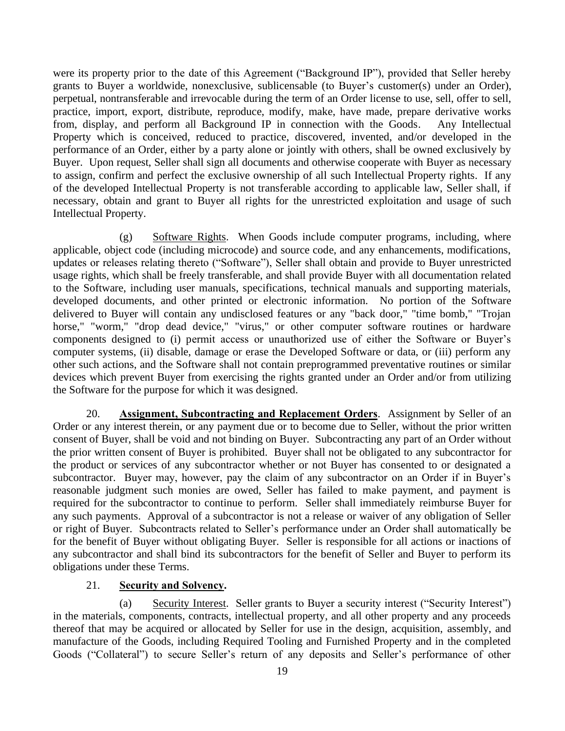were its property prior to the date of this Agreement ("Background IP"), provided that Seller hereby grants to Buyer a worldwide, nonexclusive, sublicensable (to Buyer's customer(s) under an Order), perpetual, nontransferable and irrevocable during the term of an Order license to use, sell, offer to sell, practice, import, export, distribute, reproduce, modify, make, have made, prepare derivative works from, display, and perform all Background IP in connection with the Goods. Any Intellectual Property which is conceived, reduced to practice, discovered, invented, and/or developed in the performance of an Order, either by a party alone or jointly with others, shall be owned exclusively by Buyer. Upon request, Seller shall sign all documents and otherwise cooperate with Buyer as necessary to assign, confirm and perfect the exclusive ownership of all such Intellectual Property rights. If any of the developed Intellectual Property is not transferable according to applicable law, Seller shall, if necessary, obtain and grant to Buyer all rights for the unrestricted exploitation and usage of such Intellectual Property.

(g) Software Rights. When Goods include computer programs, including, where applicable, object code (including microcode) and source code, and any enhancements, modifications, updates or releases relating thereto ("Software"), Seller shall obtain and provide to Buyer unrestricted usage rights, which shall be freely transferable, and shall provide Buyer with all documentation related to the Software, including user manuals, specifications, technical manuals and supporting materials, developed documents, and other printed or electronic information. No portion of the Software delivered to Buyer will contain any undisclosed features or any "back door," "time bomb," "Trojan horse," "worm," "drop dead device," "virus," or other computer software routines or hardware components designed to (i) permit access or unauthorized use of either the Software or Buyer's computer systems, (ii) disable, damage or erase the Developed Software or data, or (iii) perform any other such actions, and the Software shall not contain preprogrammed preventative routines or similar devices which prevent Buyer from exercising the rights granted under an Order and/or from utilizing the Software for the purpose for which it was designed.

20. **Assignment, Subcontracting and Replacement Orders**. Assignment by Seller of an Order or any interest therein, or any payment due or to become due to Seller, without the prior written consent of Buyer, shall be void and not binding on Buyer. Subcontracting any part of an Order without the prior written consent of Buyer is prohibited. Buyer shall not be obligated to any subcontractor for the product or services of any subcontractor whether or not Buyer has consented to or designated a subcontractor. Buyer may, however, pay the claim of any subcontractor on an Order if in Buyer's reasonable judgment such monies are owed, Seller has failed to make payment, and payment is required for the subcontractor to continue to perform. Seller shall immediately reimburse Buyer for any such payments. Approval of a subcontractor is not a release or waiver of any obligation of Seller or right of Buyer. Subcontracts related to Seller's performance under an Order shall automatically be for the benefit of Buyer without obligating Buyer. Seller is responsible for all actions or inactions of any subcontractor and shall bind its subcontractors for the benefit of Seller and Buyer to perform its obligations under these Terms.

21. **Security and Solvency.**

(a) Security Interest. Seller grants to Buyer a security interest ("Security Interest") in the materials, components, contracts, intellectual property, and all other property and any proceeds thereof that may be acquired or allocated by Seller for use in the design, acquisition, assembly, and manufacture of the Goods, including Required Tooling and Furnished Property and in the completed Goods ("Collateral") to secure Seller's return of any deposits and Seller's performance of other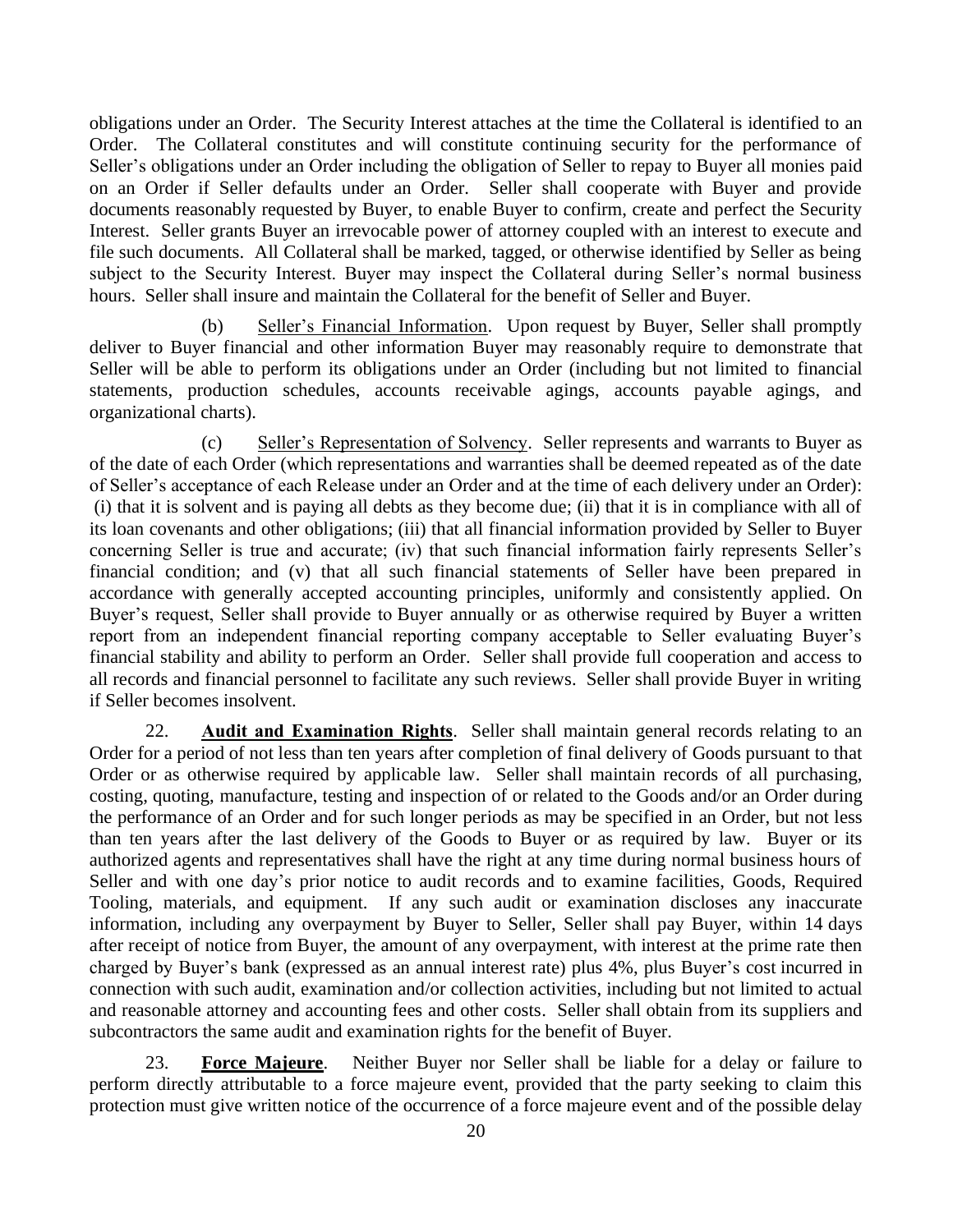obligations under an Order. The Security Interest attaches at the time the Collateral is identified to an Order. The Collateral constitutes and will constitute continuing security for the performance of Seller's obligations under an Order including the obligation of Seller to repay to Buyer all monies paid on an Order if Seller defaults under an Order. Seller shall cooperate with Buyer and provide documents reasonably requested by Buyer, to enable Buyer to confirm, create and perfect the Security Interest. Seller grants Buyer an irrevocable power of attorney coupled with an interest to execute and file such documents. All Collateral shall be marked, tagged, or otherwise identified by Seller as being subject to the Security Interest. Buyer may inspect the Collateral during Seller's normal business hours. Seller shall insure and maintain the Collateral for the benefit of Seller and Buyer.

(b) Seller's Financial Information. Upon request by Buyer, Seller shall promptly deliver to Buyer financial and other information Buyer may reasonably require to demonstrate that Seller will be able to perform its obligations under an Order (including but not limited to financial statements, production schedules, accounts receivable agings, accounts payable agings, and organizational charts).

(c) Seller's Representation of Solvency. Seller represents and warrants to Buyer as of the date of each Order (which representations and warranties shall be deemed repeated as of the date of Seller's acceptance of each Release under an Order and at the time of each delivery under an Order): (i) that it is solvent and is paying all debts as they become due; (ii) that it is in compliance with all of its loan covenants and other obligations; (iii) that all financial information provided by Seller to Buyer concerning Seller is true and accurate; (iv) that such financial information fairly represents Seller's financial condition; and (v) that all such financial statements of Seller have been prepared in accordance with generally accepted accounting principles, uniformly and consistently applied. On Buyer's request, Seller shall provide to Buyer annually or as otherwise required by Buyer a written report from an independent financial reporting company acceptable to Seller evaluating Buyer's financial stability and ability to perform an Order. Seller shall provide full cooperation and access to all records and financial personnel to facilitate any such reviews. Seller shall provide Buyer in writing if Seller becomes insolvent.

22. **Audit and Examination Rights**. Seller shall maintain general records relating to an Order for a period of not less than ten years after completion of final delivery of Goods pursuant to that Order or as otherwise required by applicable law. Seller shall maintain records of all purchasing, costing, quoting, manufacture, testing and inspection of or related to the Goods and/or an Order during the performance of an Order and for such longer periods as may be specified in an Order, but not less than ten years after the last delivery of the Goods to Buyer or as required by law. Buyer or its authorized agents and representatives shall have the right at any time during normal business hours of Seller and with one day's prior notice to audit records and to examine facilities, Goods, Required Tooling, materials, and equipment. If any such audit or examination discloses any inaccurate information, including any overpayment by Buyer to Seller, Seller shall pay Buyer, within 14 days after receipt of notice from Buyer, the amount of any overpayment, with interest at the prime rate then charged by Buyer's bank (expressed as an annual interest rate) plus 4%, plus Buyer's cost incurred in connection with such audit, examination and/or collection activities, including but not limited to actual and reasonable attorney and accounting fees and other costs. Seller shall obtain from its suppliers and subcontractors the same audit and examination rights for the benefit of Buyer.

23. **Force Majeure**. Neither Buyer nor Seller shall be liable for a delay or failure to perform directly attributable to a force majeure event, provided that the party seeking to claim this protection must give written notice of the occurrence of a force majeure event and of the possible delay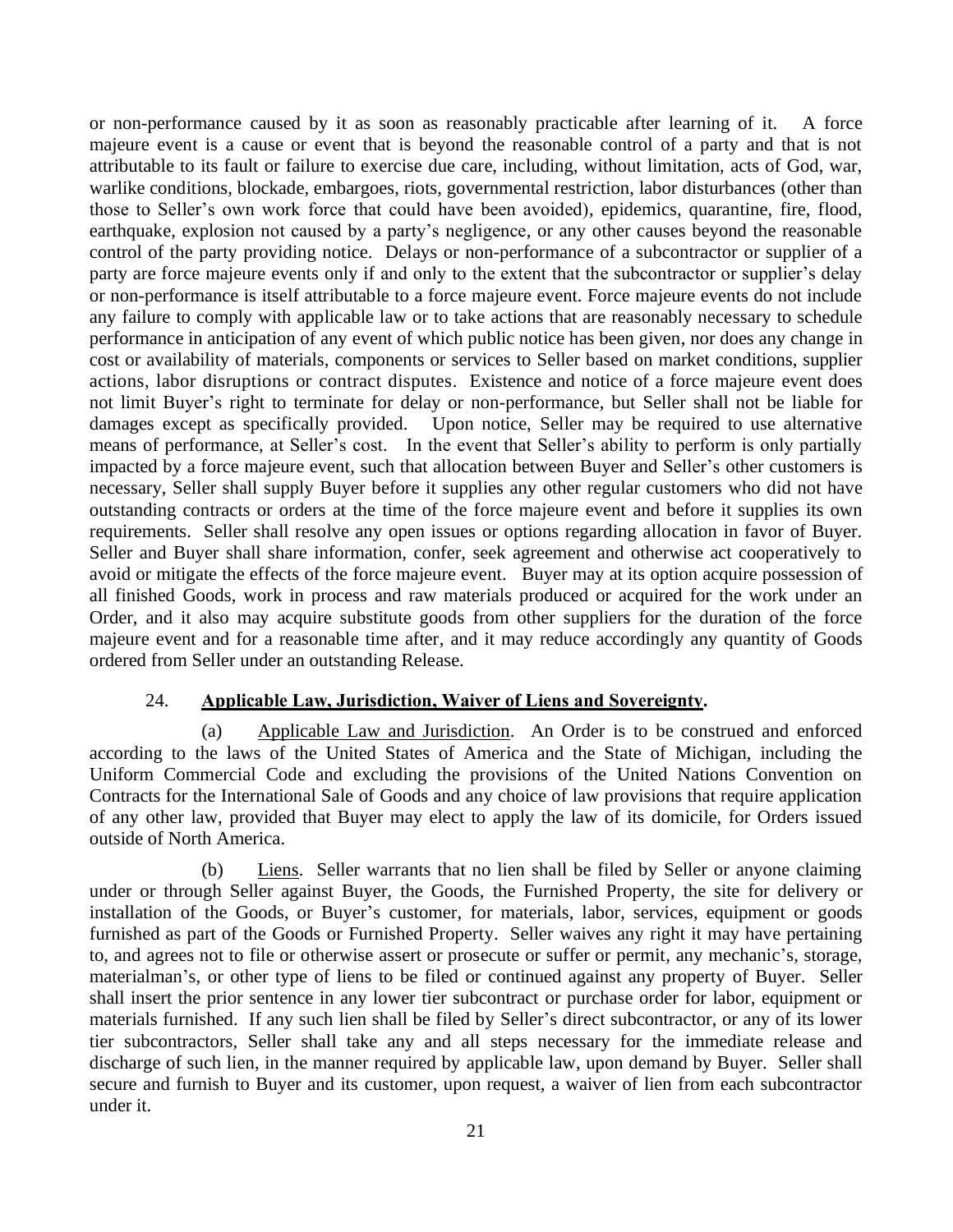or non-performance caused by it as soon as reasonably practicable after learning of it. A force majeure event is a cause or event that is beyond the reasonable control of a party and that is not attributable to its fault or failure to exercise due care, including, without limitation, acts of God, war, warlike conditions, blockade, embargoes, riots, governmental restriction, labor disturbances (other than those to Seller's own work force that could have been avoided), epidemics, quarantine, fire, flood, earthquake, explosion not caused by a party's negligence, or any other causes beyond the reasonable control of the party providing notice. Delays or non-performance of a subcontractor or supplier of a party are force majeure events only if and only to the extent that the subcontractor or supplier's delay or non-performance is itself attributable to a force majeure event. Force majeure events do not include any failure to comply with applicable law or to take actions that are reasonably necessary to schedule performance in anticipation of any event of which public notice has been given, nor does any change in cost or availability of materials, components or services to Seller based on market conditions, supplier actions, labor disruptions or contract disputes. Existence and notice of a force majeure event does not limit Buyer's right to terminate for delay or non-performance, but Seller shall not be liable for damages except as specifically provided. Upon notice, Seller may be required to use alternative means of performance, at Seller's cost. In the event that Seller's ability to perform is only partially impacted by a force majeure event, such that allocation between Buyer and Seller's other customers is necessary, Seller shall supply Buyer before it supplies any other regular customers who did not have outstanding contracts or orders at the time of the force majeure event and before it supplies its own requirements. Seller shall resolve any open issues or options regarding allocation in favor of Buyer. Seller and Buyer shall share information, confer, seek agreement and otherwise act cooperatively to avoid or mitigate the effects of the force majeure event. Buyer may at its option acquire possession of all finished Goods, work in process and raw materials produced or acquired for the work under an Order, and it also may acquire substitute goods from other suppliers for the duration of the force majeure event and for a reasonable time after, and it may reduce accordingly any quantity of Goods ordered from Seller under an outstanding Release.

## 24. **Applicable Law, Jurisdiction, Waiver of Liens and Sovereignty.**

(a) Applicable Law and Jurisdiction. An Order is to be construed and enforced according to the laws of the United States of America and the State of Michigan, including the Uniform Commercial Code and excluding the provisions of the United Nations Convention on Contracts for the International Sale of Goods and any choice of law provisions that require application of any other law, provided that Buyer may elect to apply the law of its domicile, for Orders issued outside of North America.

(b) Liens. Seller warrants that no lien shall be filed by Seller or anyone claiming under or through Seller against Buyer, the Goods, the Furnished Property, the site for delivery or installation of the Goods, or Buyer's customer, for materials, labor, services, equipment or goods furnished as part of the Goods or Furnished Property. Seller waives any right it may have pertaining to, and agrees not to file or otherwise assert or prosecute or suffer or permit, any mechanic's, storage, materialman's, or other type of liens to be filed or continued against any property of Buyer. Seller shall insert the prior sentence in any lower tier subcontract or purchase order for labor, equipment or materials furnished. If any such lien shall be filed by Seller's direct subcontractor, or any of its lower tier subcontractors, Seller shall take any and all steps necessary for the immediate release and discharge of such lien, in the manner required by applicable law, upon demand by Buyer. Seller shall secure and furnish to Buyer and its customer, upon request, a waiver of lien from each subcontractor under it.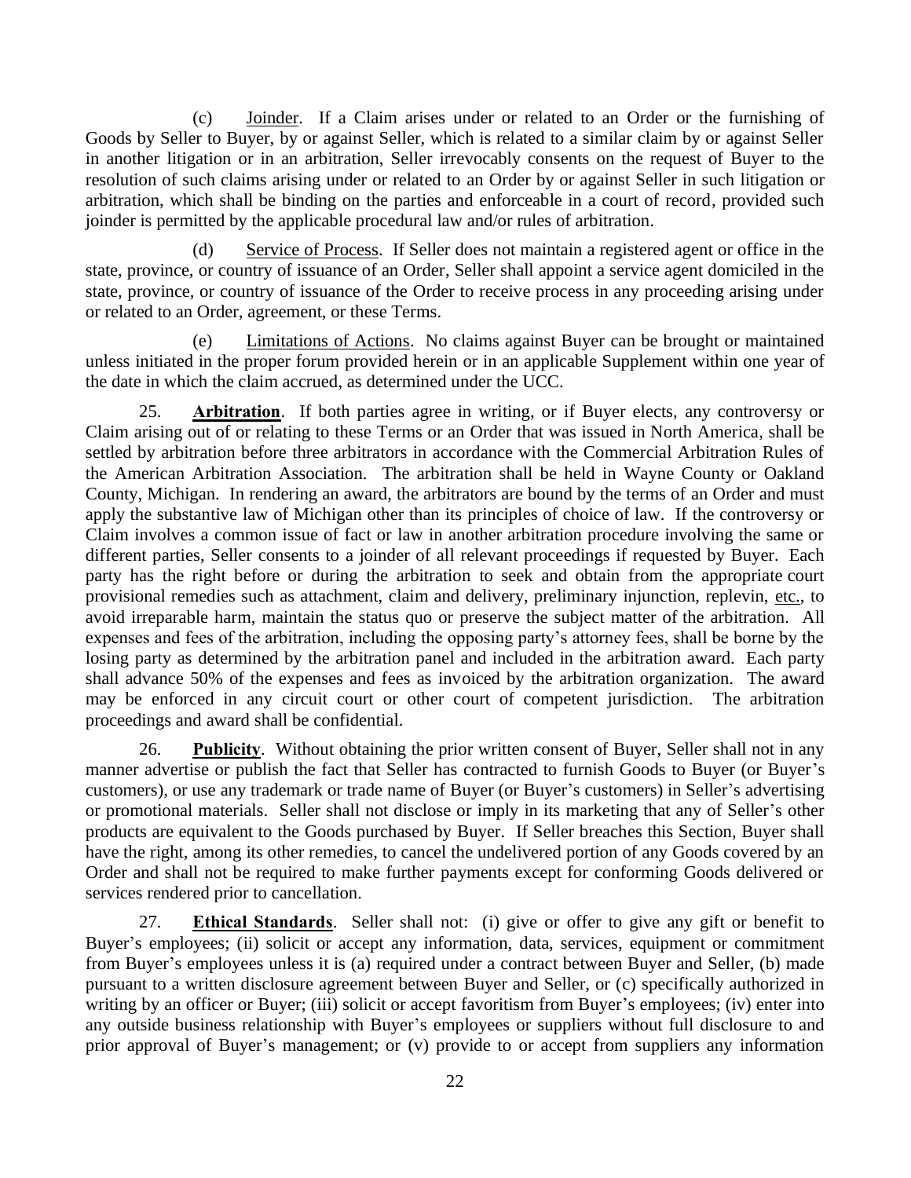(c) Joinder. If a Claim arises under or related to an Order or the furnishing of Goods by Seller to Buyer, by or against Seller, which is related to a similar claim by or against Seller in another litigation or in an arbitration, Seller irrevocably consents on the request of Buyer to the resolution of such claims arising under or related to an Order by or against Seller in such litigation or arbitration, which shall be binding on the parties and enforceable in a court of record, provided such joinder is permitted by the applicable procedural law and/or rules of arbitration.

(d) Service of Process. If Seller does not maintain a registered agent or office in the state, province, or country of issuance of an Order, Seller shall appoint a service agent domiciled in the state, province, or country of issuance of the Order to receive process in any proceeding arising under or related to an Order, agreement, or these Terms.

(e) Limitations of Actions. No claims against Buyer can be brought or maintained unless initiated in the proper forum provided herein or in an applicable Supplement within one year of the date in which the claim accrued, as determined under the UCC.

25. **Arbitration**. If both parties agree in writing, or if Buyer elects, any controversy or Claim arising out of or relating to these Terms or an Order that was issued in North America, shall be settled by arbitration before three arbitrators in accordance with the Commercial Arbitration Rules of the American Arbitration Association. The arbitration shall be held in Wayne County or Oakland County, Michigan. In rendering an award, the arbitrators are bound by the terms of an Order and must apply the substantive law of Michigan other than its principles of choice of law. If the controversy or Claim involves a common issue of fact or law in another arbitration procedure involving the same or different parties, Seller consents to a joinder of all relevant proceedings if requested by Buyer. Each party has the right before or during the arbitration to seek and obtain from the appropriate court provisional remedies such as attachment, claim and delivery, preliminary injunction, replevin, etc., to avoid irreparable harm, maintain the status quo or preserve the subject matter of the arbitration. All expenses and fees of the arbitration, including the opposing party's attorney fees, shall be borne by the losing party as determined by the arbitration panel and included in the arbitration award. Each party shall advance 50% of the expenses and fees as invoiced by the arbitration organization. The award may be enforced in any circuit court or other court of competent jurisdiction. The arbitration proceedings and award shall be confidential.

26. **Publicity**. Without obtaining the prior written consent of Buyer, Seller shall not in any manner advertise or publish the fact that Seller has contracted to furnish Goods to Buyer (or Buyer's customers), or use any trademark or trade name of Buyer (or Buyer's customers) in Seller's advertising or promotional materials. Seller shall not disclose or imply in its marketing that any of Seller's other products are equivalent to the Goods purchased by Buyer. If Seller breaches this Section, Buyer shall have the right, among its other remedies, to cancel the undelivered portion of any Goods covered by an Order and shall not be required to make further payments except for conforming Goods delivered or services rendered prior to cancellation.

27. **Ethical Standards**. Seller shall not: (i) give or offer to give any gift or benefit to Buyer's employees; (ii) solicit or accept any information, data, services, equipment or commitment from Buyer's employees unless it is (a) required under a contract between Buyer and Seller, (b) made pursuant to a written disclosure agreement between Buyer and Seller, or (c) specifically authorized in writing by an officer or Buyer; (iii) solicit or accept favoritism from Buyer's employees; (iv) enter into any outside business relationship with Buyer's employees or suppliers without full disclosure to and prior approval of Buyer's management; or (v) provide to or accept from suppliers any information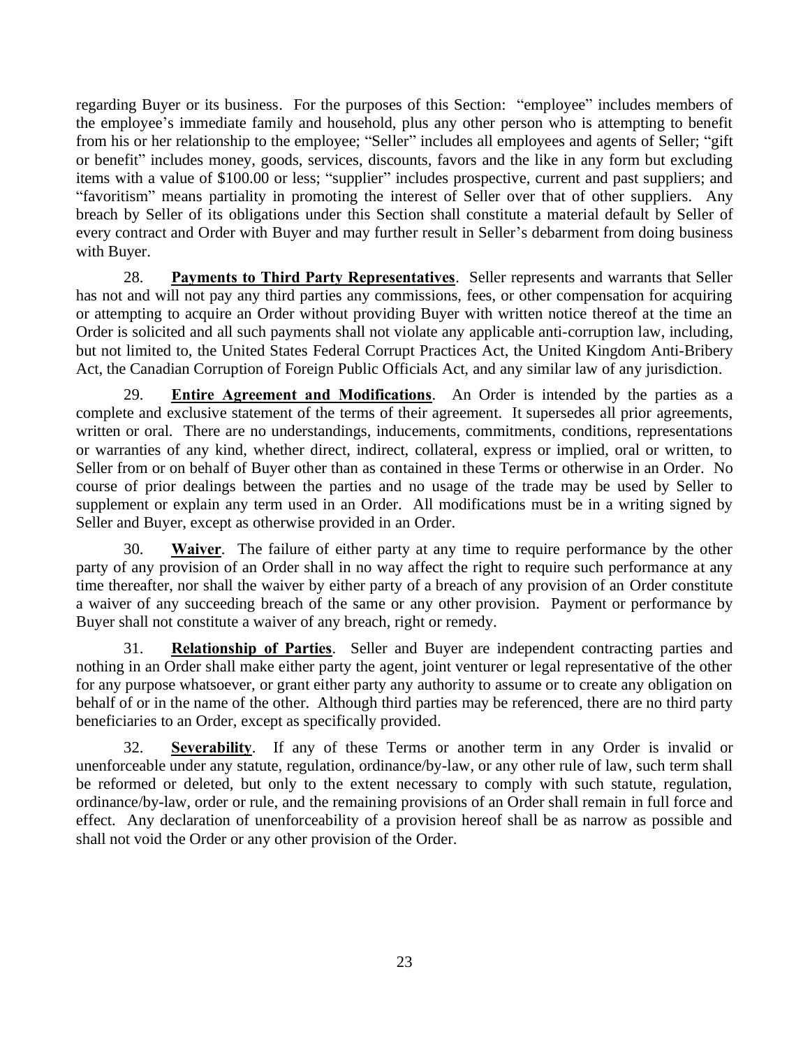regarding Buyer or its business. For the purposes of this Section: "employee" includes members of the employee's immediate family and household, plus any other person who is attempting to benefit from his or her relationship to the employee; "Seller" includes all employees and agents of Seller; "gift or benefit" includes money, goods, services, discounts, favors and the like in any form but excluding items with a value of $100.00 or less; "supplier" includes prospective, current and past suppliers; and "favoritism" means partiality in promoting the interest of Seller over that of other suppliers. Any breach by Seller of its obligations under this Section shall constitute a material default by Seller of every contract and Order with Buyer and may further result in Seller's debarment from doing business with Buyer.

28. **Payments to Third Party Representatives**. Seller represents and warrants that Seller has not and will not pay any third parties any commissions, fees, or other compensation for acquiring or attempting to acquire an Order without providing Buyer with written notice thereof at the time an Order is solicited and all such payments shall not violate any applicable anti-corruption law, including, but not limited to, the United States Federal Corrupt Practices Act, the United Kingdom Anti-Bribery Act, the Canadian Corruption of Foreign Public Officials Act, and any similar law of any jurisdiction.

29. **Entire Agreement and Modifications**. An Order is intended by the parties as a complete and exclusive statement of the terms of their agreement. It supersedes all prior agreements, written or oral. There are no understandings, inducements, commitments, conditions, representations or warranties of any kind, whether direct, indirect, collateral, express or implied, oral or written, to Seller from or on behalf of Buyer other than as contained in these Terms or otherwise in an Order. No course of prior dealings between the parties and no usage of the trade may be used by Seller to supplement or explain any term used in an Order. All modifications must be in a writing signed by Seller and Buyer, except as otherwise provided in an Order.

30. **Waiver**. The failure of either party at any time to require performance by the other party of any provision of an Order shall in no way affect the right to require such performance at any time thereafter, nor shall the waiver by either party of a breach of any provision of an Order constitute a waiver of any succeeding breach of the same or any other provision. Payment or performance by Buyer shall not constitute a waiver of any breach, right or remedy.

31. **Relationship of Parties**. Seller and Buyer are independent contracting parties and nothing in an Order shall make either party the agent, joint venturer or legal representative of the other for any purpose whatsoever, or grant either party any authority to assume or to create any obligation on behalf of or in the name of the other. Although third parties may be referenced, there are no third party beneficiaries to an Order, except as specifically provided.

32. **Severability**. If any of these Terms or another term in any Order is invalid or unenforceable under any statute, regulation, ordinance/by-law, or any other rule of law, such term shall be reformed or deleted, but only to the extent necessary to comply with such statute, regulation, ordinance/by-law, order or rule, and the remaining provisions of an Order shall remain in full force and effect. Any declaration of unenforceability of a provision hereof shall be as narrow as possible and shall not void the Order or any other provision of the Order.